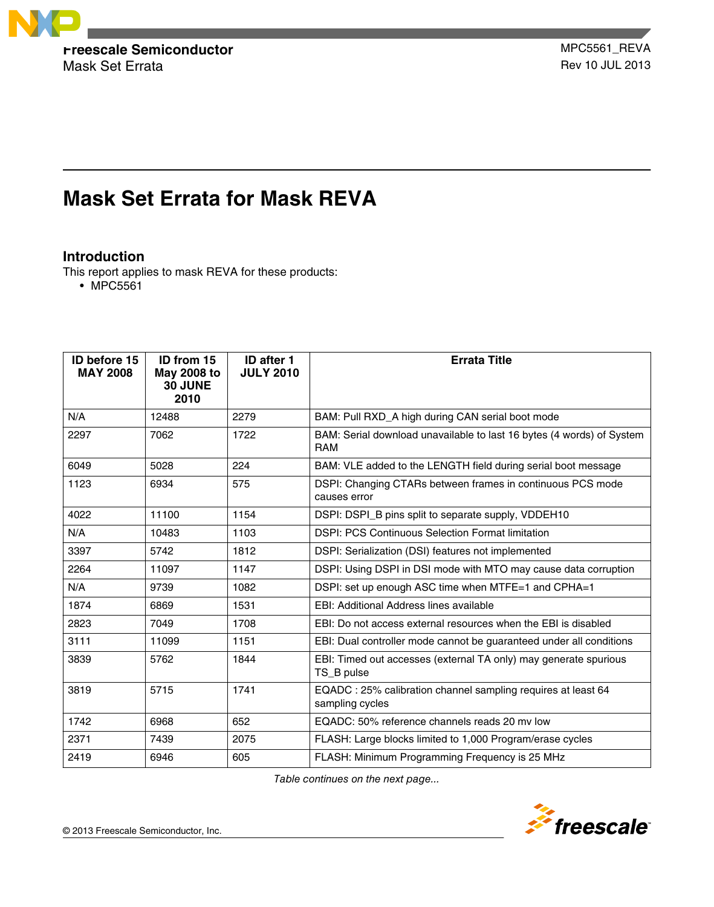Freescale Semiconductor
Mask Set Errata

MPC5561_REVA
Rev 10 JUL 2013

# Mask Set Errata for Mask REVA

## Introduction

This report applies to mask REVA for these products:

- MPC5561

| ID before 15 MAY 2008 | ID from 15 May 2008 to 30 JUNE 2010 | ID after 1 JULY 2010 | Errata Title |
|---|---|---|---|
| N/A | 12488 | 2279 | BAM: Pull RXD_A high during CAN serial boot mode |
| 2297 | 7062 | 1722 | BAM: Serial download unavailable to last 16 bytes (4 words) of System RAM |
| 6049 | 5028 | 224 | BAM: VLE added to the LENGTH field during serial boot message |
| 1123 | 6934 | 575 | DSPI: Changing CTARs between frames in continuous PCS mode causes error |
| 4022 | 11100 | 1154 | DSPI: DSPI_B pins split to separate supply, VDDEH10 |
| N/A | 10483 | 1103 | DSPI: PCS Continuous Selection Format limitation |
| 3397 | 5742 | 1812 | DSPI: Serialization (DSI) features not implemented |
| 2264 | 11097 | 1147 | DSPI: Using DSPI in DSI mode with MTO may cause data corruption |
| N/A | 9739 | 1082 | DSPI: set up enough ASC time when MTFE=1 and CPHA=1 |
| 1874 | 6869 | 1531 | EBI: Additional Address lines available |
| 2823 | 7049 | 1708 | EBI: Do not access external resources when the EBI is disabled |
| 3111 | 11099 | 1151 | EBI: Dual controller mode cannot be guaranteed under all conditions |
| 3839 | 5762 | 1844 | EBI: Timed out accesses (external TA only) may generate spurious TS_B pulse |
| 3819 | 5715 | 1741 | EQADC : 25% calibration channel sampling requires at least 64 sampling cycles |
| 1742 | 6968 | 652 | EQADC: 50% reference channels reads 20 mv low |
| 2371 | 7439 | 2075 | FLASH: Large blocks limited to 1,000 Program/erase cycles |
| 2419 | 6946 | 605 | FLASH: Minimum Programming Frequency is 25 MHz |

*Table continues on the next page...*

© 2013 Freescale Semiconductor, Inc.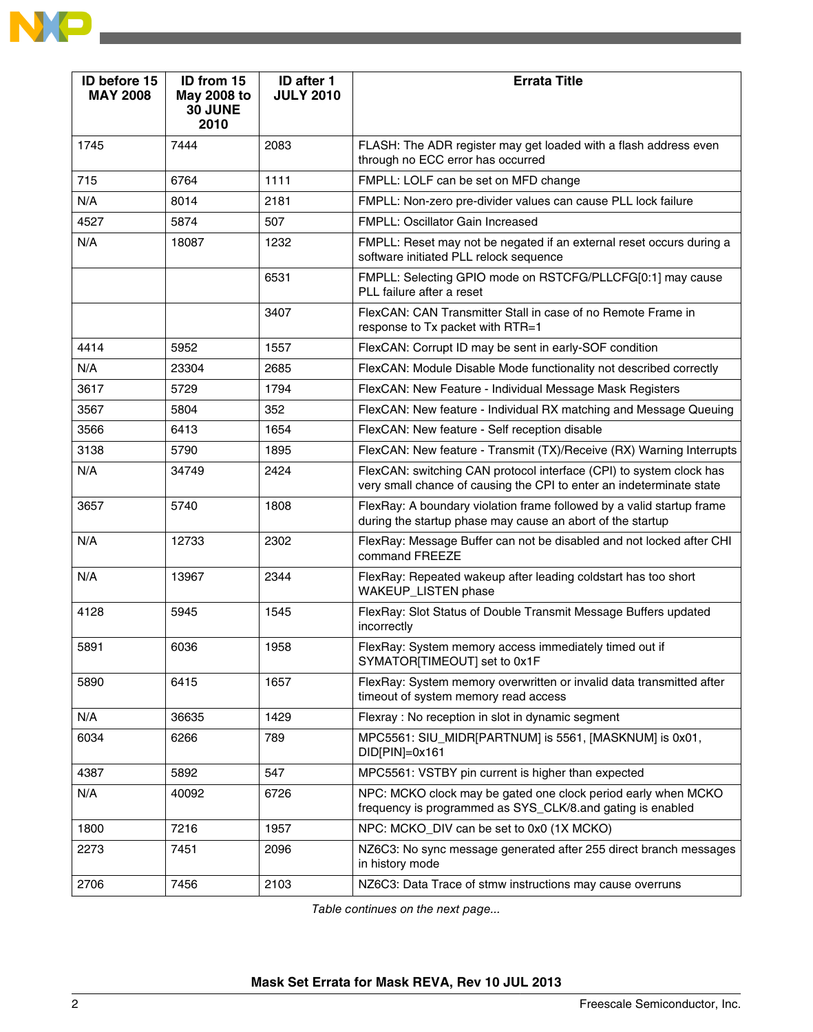| ID before 15 MAY 2008 | ID from 15 May 2008 to 30 JUNE 2010 | ID after 1 JULY 2010 | Errata Title |
|---|---|---|---|
| 1745 | 7444 | 2083 | FLASH: The ADR register may get loaded with a flash address even through no ECC error has occurred |
| 715 | 6764 | 1111 | FMPLL: LOLF can be set on MFD change |
| N/A | 8014 | 2181 | FMPLL: Non-zero pre-divider values can cause PLL lock failure |
| 4527 | 5874 | 507 | FMPLL: Oscillator Gain Increased |
| N/A | 18087 | 1232 | FMPLL: Reset may not be negated if an external reset occurs during a software initiated PLL relock sequence |
| | | 6531 | FMPLL: Selecting GPIO mode on RSTCFG/PLLCFG[0:1] may cause PLL failure after a reset |
| | | 3407 | FlexCAN: CAN Transmitter Stall in case of no Remote Frame in response to Tx packet with RTR=1 |
| 4414 | 5952 | 1557 | FlexCAN: Corrupt ID may be sent in early-SOF condition |
| N/A | 23304 | 2685 | FlexCAN: Module Disable Mode functionality not described correctly |
| 3617 | 5729 | 1794 | FlexCAN: New Feature - Individual Message Mask Registers |
| 3567 | 5804 | 352 | FlexCAN: New feature - Individual RX matching and Message Queuing |
| 3566 | 6413 | 1654 | FlexCAN: New feature - Self reception disable |
| 3138 | 5790 | 1895 | FlexCAN: New feature - Transmit (TX)/Receive (RX) Warning Interrupts |
| N/A | 34749 | 2424 | FlexCAN: switching CAN protocol interface (CPI) to system clock has very small chance of causing the CPI to enter an indeterminate state |
| 3657 | 5740 | 1808 | FlexRay: A boundary violation frame followed by a valid startup frame during the startup phase may cause an abort of the startup |
| N/A | 12733 | 2302 | FlexRay: Message Buffer can not be disabled and not locked after CHI command FREEZE |
| N/A | 13967 | 2344 | FlexRay: Repeated wakeup after leading coldstart has too short WAKEUP_LISTEN phase |
| 4128 | 5945 | 1545 | FlexRay: Slot Status of Double Transmit Message Buffers updated incorrectly |
| 5891 | 6036 | 1958 | FlexRay: System memory access immediately timed out if SYMATOR[TIMEOUT] set to 0x1F |
| 5890 | 6415 | 1657 | FlexRay: System memory overwritten or invalid data transmitted after timeout of system memory read access |
| N/A | 36635 | 1429 | Flexray : No reception in slot in dynamic segment |
| 6034 | 6266 | 789 | MPC5561: SIU_MIDR[PARTNUM] is 5561, [MASKNUM] is 0x01, DID[PIN]=0x161 |
| 4387 | 5892 | 547 | MPC5561: VSTBY pin current is higher than expected |
| N/A | 40092 | 6726 | NPC: MCKO clock may be gated one clock period early when MCKO frequency is programmed as SYS_CLK/8.and gating is enabled |
| 1800 | 7216 | 1957 | NPC: MCKO_DIV can be set to 0x0 (1X MCKO) |
| 2273 | 7451 | 2096 | NZ6C3: No sync message generated after 255 direct branch messages in history mode |
| 2706 | 7456 | 2103 | NZ6C3: Data Trace of stmw instructions may cause overruns |

*Table continues on the next page...*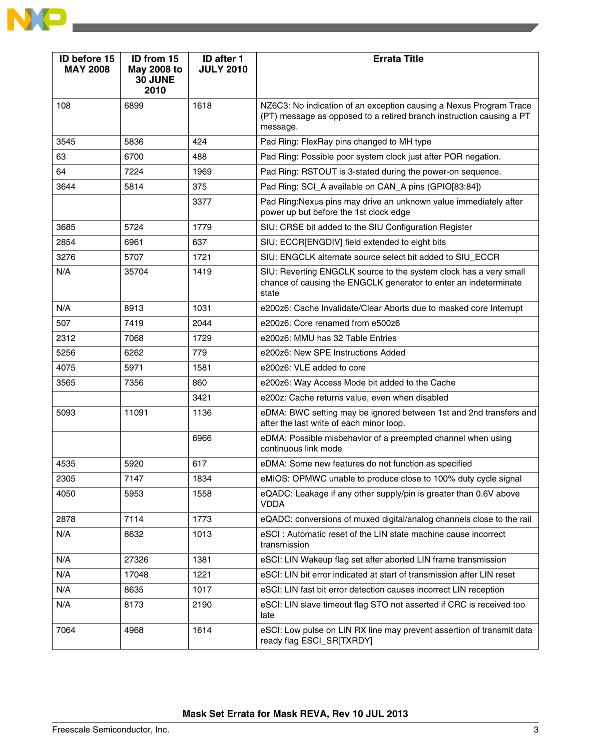| ID before 15 MAY 2008 | ID from 15 May 2008 to 30 JUNE 2010 | ID after 1 JULY 2010 | Errata Title |
|---|---|---|---|
| 108 | 6899 | 1618 | NZ6C3: No indication of an exception causing a Nexus Program Trace (PT) message as opposed to a retired branch instruction causing a PT message. |
| 3545 | 5836 | 424 | Pad Ring: FlexRay pins changed to MH type |
| 63 | 6700 | 488 | Pad Ring: Possible poor system clock just after POR negation. |
| 64 | 7224 | 1969 | Pad Ring: RSTOUT is 3-stated during the power-on sequence. |
| 3644 | 5814 | 375 | Pad Ring: SCI_A available on CAN_A pins (GPIO[83:84]) |
| | | 3377 | Pad Ring:Nexus pins may drive an unknown value immediately after power up but before the 1st clock edge |
| 3685 | 5724 | 1779 | SIU: CRSE bit added to the SIU Configuration Register |
| 2854 | 6961 | 637 | SIU: ECCR[ENGDIV] field extended to eight bits |
| 3276 | 5707 | 1721 | SIU: ENGCLK alternate source select bit added to SIU_ECCR |
| N/A | 35704 | 1419 | SIU: Reverting ENGCLK source to the system clock has a very small chance of causing the ENGCLK generator to enter an indeterminate state |
| N/A | 8913 | 1031 | e200z6: Cache Invalidate/Clear Aborts due to masked core Interrupt |
| 507 | 7419 | 2044 | e200z6: Core renamed from e500z6 |
| 2312 | 7068 | 1729 | e200z6: MMU has 32 Table Entries |
| 5256 | 6262 | 779 | e200z6: New SPE Instructions Added |
| 4075 | 5971 | 1581 | e200z6: VLE added to core |
| 3565 | 7356 | 860 | e200z6: Way Access Mode bit added to the Cache |
| | | 3421 | e200z: Cache returns value, even when disabled |
| 5093 | 11091 | 1136 | eDMA: BWC setting may be ignored between 1st and 2nd transfers and after the last write of each minor loop. |
| | | 6966 | eDMA: Possible misbehavior of a preempted channel when using continuous link mode |
| 4535 | 5920 | 617 | eDMA: Some new features do not function as specified |
| 2305 | 7147 | 1834 | eMIOS: OPMWC unable to produce close to 100% duty cycle signal |
| 4050 | 5953 | 1558 | eQADC: Leakage if any other supply/pin is greater than 0.6V above VDDA |
| 2878 | 7114 | 1773 | eQADC: conversions of muxed digital/analog channels close to the rail |
| N/A | 8632 | 1013 | eSCI : Automatic reset of the LIN state machine cause incorrect transmission |
| N/A | 27326 | 1381 | eSCI: LIN Wakeup flag set after aborted LIN frame transmission |
| N/A | 17048 | 1221 | eSCI: LIN bit error indicated at start of transmission after LIN reset |
| N/A | 8635 | 1017 | eSCI: LIN fast bit error detection causes incorrect LIN reception |
| N/A | 8173 | 2190 | eSCI: LIN slave timeout flag STO not asserted if CRC is received too late |
| 7064 | 4968 | 1614 | eSCI: Low pulse on LIN RX line may prevent assertion of transmit data ready flag ESCI_SR[TXRDY] |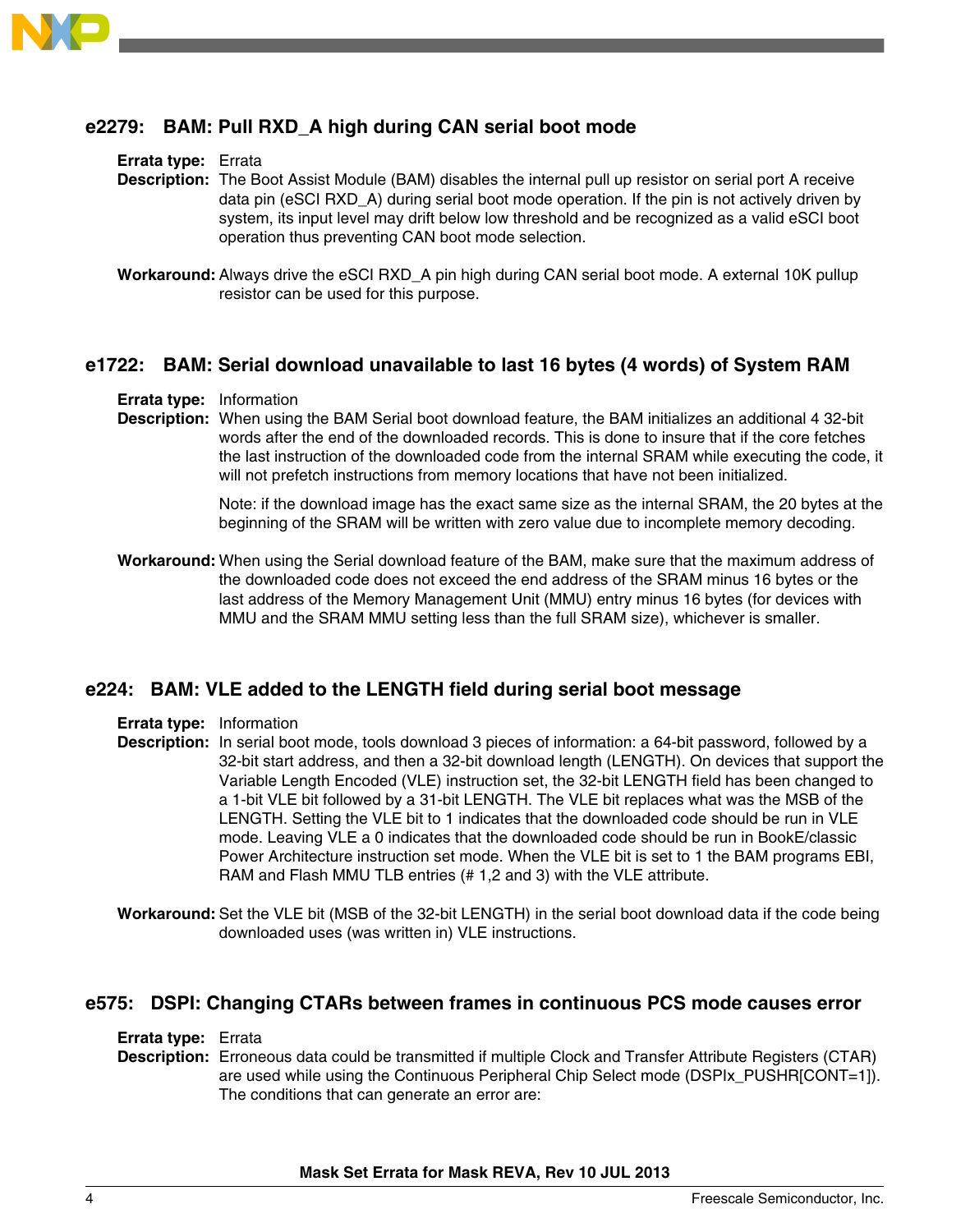## e2279: BAM: Pull RXD_A high during CAN serial boot mode

**Errata type:** Errata

**Description:** The Boot Assist Module (BAM) disables the internal pull up resistor on serial port A receive data pin (eSCI RXD_A) during serial boot mode operation. If the pin is not actively driven by system, its input level may drift below low threshold and be recognized as a valid eSCI boot operation thus preventing CAN boot mode selection.

**Workaround:** Always drive the eSCI RXD_A pin high during CAN serial boot mode. A external 10K pullup resistor can be used for this purpose.

## e1722: BAM: Serial download unavailable to last 16 bytes (4 words) of System RAM

**Errata type:** Information

**Description:** When using the BAM Serial boot download feature, the BAM initializes an additional 4 32-bit words after the end of the downloaded records. This is done to insure that if the core fetches the last instruction of the downloaded code from the internal SRAM while executing the code, it will not prefetch instructions from memory locations that have not been initialized.

Note: if the download image has the exact same size as the internal SRAM, the 20 bytes at the beginning of the SRAM will be written with zero value due to incomplete memory decoding.

**Workaround:** When using the Serial download feature of the BAM, make sure that the maximum address of the downloaded code does not exceed the end address of the SRAM minus 16 bytes or the last address of the Memory Management Unit (MMU) entry minus 16 bytes (for devices with MMU and the SRAM MMU setting less than the full SRAM size), whichever is smaller.

## e224: BAM: VLE added to the LENGTH field during serial boot message

**Errata type:** Information

**Description:** In serial boot mode, tools download 3 pieces of information: a 64-bit password, followed by a 32-bit start address, and then a 32-bit download length (LENGTH). On devices that support the Variable Length Encoded (VLE) instruction set, the 32-bit LENGTH field has been changed to a 1-bit VLE bit followed by a 31-bit LENGTH. The VLE bit replaces what was the MSB of the LENGTH. Setting the VLE bit to 1 indicates that the downloaded code should be run in VLE mode. Leaving VLE a 0 indicates that the downloaded code should be run in BookE/classic Power Architecture instruction set mode. When the VLE bit is set to 1 the BAM programs EBI, RAM and Flash MMU TLB entries (# 1,2 and 3) with the VLE attribute.

**Workaround:** Set the VLE bit (MSB of the 32-bit LENGTH) in the serial boot download data if the code being downloaded uses (was written in) VLE instructions.

## e575: DSPI: Changing CTARs between frames in continuous PCS mode causes error

**Errata type:** Errata

**Description:** Erroneous data could be transmitted if multiple Clock and Transfer Attribute Registers (CTAR) are used while using the Continuous Peripheral Chip Select mode (DSPIx_PUSHR[CONT=1]). The conditions that can generate an error are: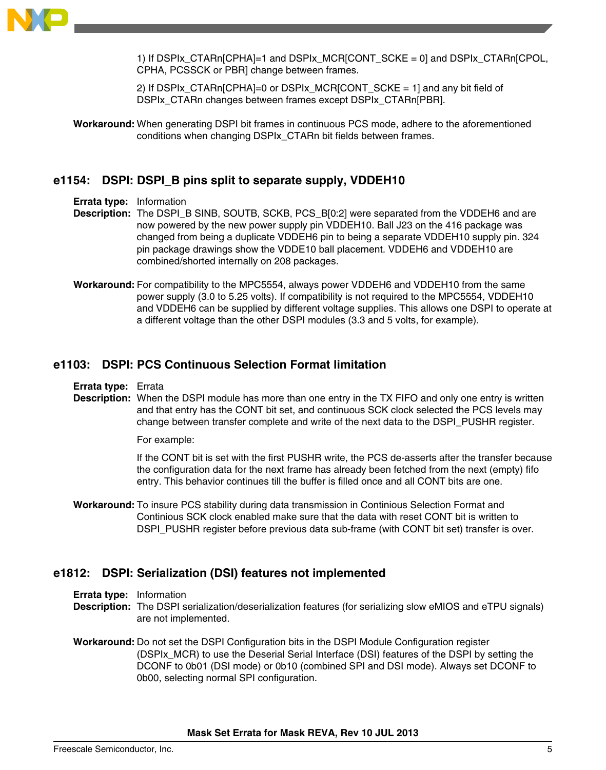1) If DSPIx_CTARn[CPHA]=1 and DSPIx_MCR[CONT_SCKE = 0] and DSPIx_CTARn[CPOL, CPHA, PCSSCK or PBR] change between frames.

2) If DSPIx_CTARn[CPHA]=0 or DSPIx_MCR[CONT_SCKE = 1] and any bit field of DSPIx_CTARn changes between frames except DSPIx_CTARn[PBR].

**Workaround:** When generating DSPI bit frames in continuous PCS mode, adhere to the aforementioned conditions when changing DSPIx_CTARn bit fields between frames.

## e1154: DSPI: DSPI_B pins split to separate supply, VDDEH10

**Errata type:** Information

**Description:** The DSPI_B SINB, SOUTB, SCKB, PCS_B[0:2] were separated from the VDDEH6 and are now powered by the new power supply pin VDDEH10. Ball J23 on the 416 package was changed from being a duplicate VDDEH6 pin to being a separate VDDEH10 supply pin. 324 pin package drawings show the VDDE10 ball placement. VDDEH6 and VDDEH10 are combined/shorted internally on 208 packages.

**Workaround:** For compatibility to the MPC5554, always power VDDEH6 and VDDEH10 from the same power supply (3.0 to 5.25 volts). If compatibility is not required to the MPC5554, VDDEH10 and VDDEH6 can be supplied by different voltage supplies. This allows one DSPI to operate at a different voltage than the other DSPI modules (3.3 and 5 volts, for example).

## e1103: DSPI: PCS Continuous Selection Format limitation

**Errata type:** Errata

**Description:** When the DSPI module has more than one entry in the TX FIFO and only one entry is written and that entry has the CONT bit set, and continuous SCK clock selected the PCS levels may change between transfer complete and write of the next data to the DSPI_PUSHR register.

For example:

If the CONT bit is set with the first PUSHR write, the PCS de-asserts after the transfer because the configuration data for the next frame has already been fetched from the next (empty) fifo entry. This behavior continues till the buffer is filled once and all CONT bits are one.

**Workaround:** To insure PCS stability during data transmission in Contintious Selection Format and Continious SCK clock enabled make sure that the data with reset CONT bit is written to DSPI_PUSHR register before previous data sub-frame (with CONT bit set) transfer is over.

## e1812: DSPI: Serialization (DSI) features not implemented

**Errata type:** Information

**Description:** The DSPI serialization/deserialization features (for serializing slow eMIOS and eTPU signals) are not implemented.

**Workaround:** Do not set the DSPI Configuration bits in the DSPI Module Configuration register (DSPIx_MCR) to use the Deserial Serial Interface (DSI) features of the DSPI by setting the DCONF to 0b01 (DSI mode) or 0b10 (combined SPI and DSI mode). Always set DCONF to 0b00, selecting normal SPI configuration.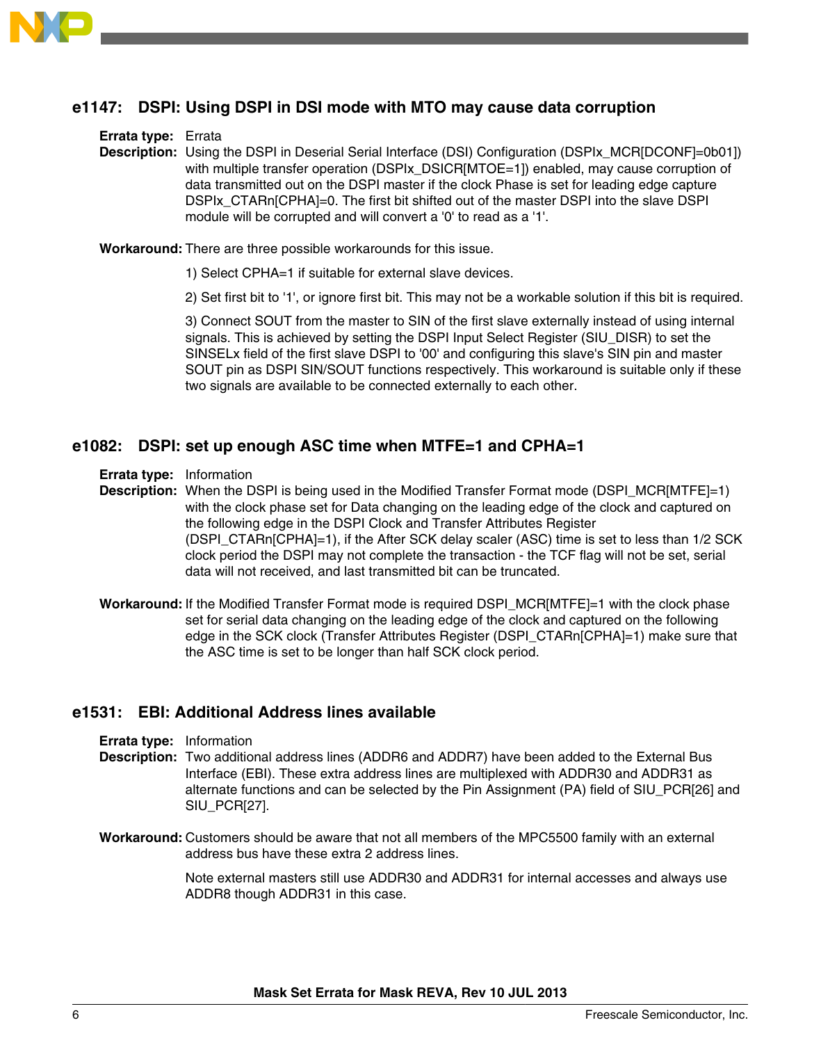## e1147: DSPI: Using DSPI in DSI mode with MTO may cause data corruption

**Errata type:** Errata

**Description:** Using the DSPI in Deserial Serial Interface (DSI) Configuration (DSPIx_MCR[DCONF]=0b01]) with multiple transfer operation (DSPIx_DSICR[MTOE=1]) enabled, may cause corruption of data transmitted out on the DSPI master if the clock Phase is set for leading edge capture DSPIx_CTARn[CPHA]=0. The first bit shifted out of the master DSPI into the slave DSPI module will be corrupted and will convert a '0' to read as a '1'.

**Workaround:** There are three possible workarounds for this issue.

1) Select CPHA=1 if suitable for external slave devices.

2) Set first bit to '1', or ignore first bit. This may not be a workable solution if this bit is required.

3) Connect SOUT from the master to SIN of the first slave externally instead of using internal signals. This is achieved by setting the DSPI Input Select Register (SIU_DISR) to set the SINSELx field of the first slave DSPI to '00' and configuring this slave's SIN pin and master SOUT pin as DSPI SIN/SOUT functions respectively. This workaround is suitable only if these two signals are available to be connected externally to each other.

## e1082: DSPI: set up enough ASC time when MTFE=1 and CPHA=1

**Errata type:** Information

**Description:** When the DSPI is being used in the Modified Transfer Format mode (DSPI_MCR[MTFE]=1) with the clock phase set for Data changing on the leading edge of the clock and captured on the following edge in the DSPI Clock and Transfer Attributes Register (DSPI_CTARn[CPHA]=1), if the After SCK delay scaler (ASC) time is set to less than 1/2 SCK clock period the DSPI may not complete the transaction - the TCF flag will not be set, serial data will not received, and last transmitted bit can be truncated.

**Workaround:** If the Modified Transfer Format mode is required DSPI_MCR[MTFE]=1 with the clock phase set for serial data changing on the leading edge of the clock and captured on the following edge in the SCK clock (Transfer Attributes Register (DSPI_CTARn[CPHA]=1) make sure that the ASC time is set to be longer than half SCK clock period.

## e1531: EBI: Additional Address lines available

**Errata type:** Information

**Description:** Two additional address lines (ADDR6 and ADDR7) have been added to the External Bus Interface (EBI). These extra address lines are multiplexed with ADDR30 and ADDR31 as alternate functions and can be selected by the Pin Assignment (PA) field of SIU_PCR[26] and SIU_PCR[27].

**Workaround:** Customers should be aware that not all members of the MPC5500 family with an external address bus have these extra 2 address lines.

Note external masters still use ADDR30 and ADDR31 for internal accesses and always use ADDR8 though ADDR31 in this case.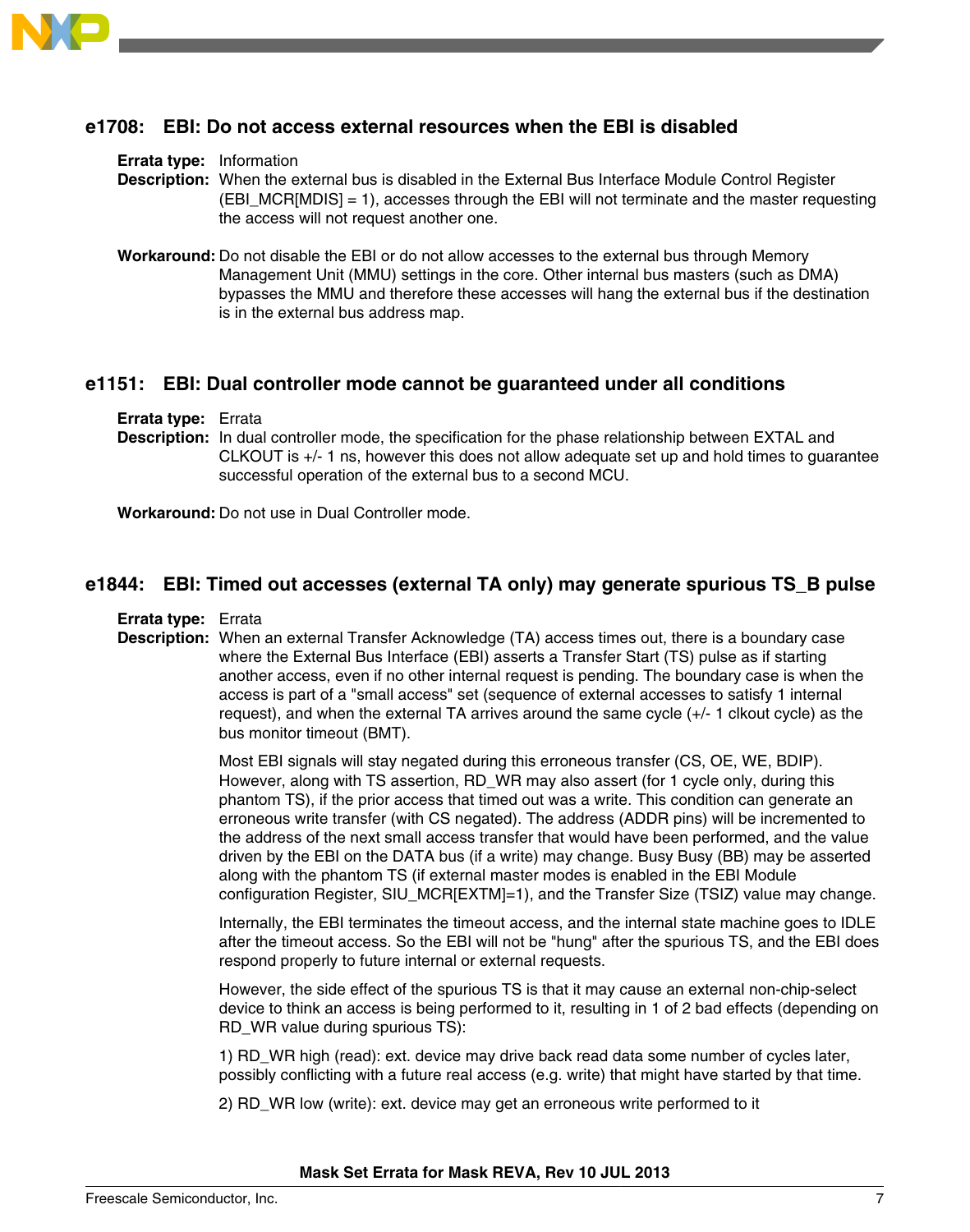## e1708: EBI: Do not access external resources when the EBI is disabled

**Errata type:** Information

**Description:** When the external bus is disabled in the External Bus Interface Module Control Register (EBI_MCR[MDIS] = 1), accesses through the EBI will not terminate and the master requesting the access will not request another one.

**Workaround:** Do not disable the EBI or do not allow accesses to the external bus through Memory Management Unit (MMU) settings in the core. Other internal bus masters (such as DMA) bypasses the MMU and therefore these accesses will hang the external bus if the destination is in the external bus address map.

## e1151: EBI: Dual controller mode cannot be guaranteed under all conditions

**Errata type:** Errata

**Description:** In dual controller mode, the specification for the phase relationship between EXTAL and CLKOUT is +/- 1 ns, however this does not allow adequate set up and hold times to guarantee successful operation of the external bus to a second MCU.

**Workaround:** Do not use in Dual Controller mode.

## e1844: EBI: Timed out accesses (external TA only) may generate spurious TS_B pulse

**Errata type:** Errata

**Description:** When an external Transfer Acknowledge (TA) access times out, there is a boundary case where the External Bus Interface (EBI) asserts a Transfer Start (TS) pulse as if starting another access, even if no other internal request is pending. The boundary case is when the access is part of a "small access" set (sequence of external accesses to satisfy 1 internal request), and when the external TA arrives around the same cycle (+/- 1 clkout cycle) as the bus monitor timeout (BMT).

Most EBI signals will stay negated during this erroneous transfer (CS, OE, WE, BDIP). However, along with TS assertion, RD_WR may also assert (for 1 cycle only, during this phantom TS), if the prior access that timed out was a write. This condition can generate an erroneous write transfer (with CS negated). The address (ADDR pins) will be incremented to the address of the next small access transfer that would have been performed, and the value driven by the EBI on the DATA bus (if a write) may change. Busy Busy (BB) may be asserted along with the phantom TS (if external master modes is enabled in the EBI Module configuration Register, SIU_MCR[EXTM]=1), and the Transfer Size (TSIZ) value may change.

Internally, the EBI terminates the timeout access, and the internal state machine goes to IDLE after the timeout access. So the EBI will not be "hung" after the spurious TS, and the EBI does respond properly to future internal or external requests.

However, the side effect of the spurious TS is that it may cause an external non-chip-select device to think an access is being performed to it, resulting in 1 of 2 bad effects (depending on RD_WR value during spurious TS):

1) RD_WR high (read): ext. device may drive back read data some number of cycles later, possibly conflicting with a future real access (e.g. write) that might have started by that time.

2) RD_WR low (write): ext. device may get an erroneous write performed to it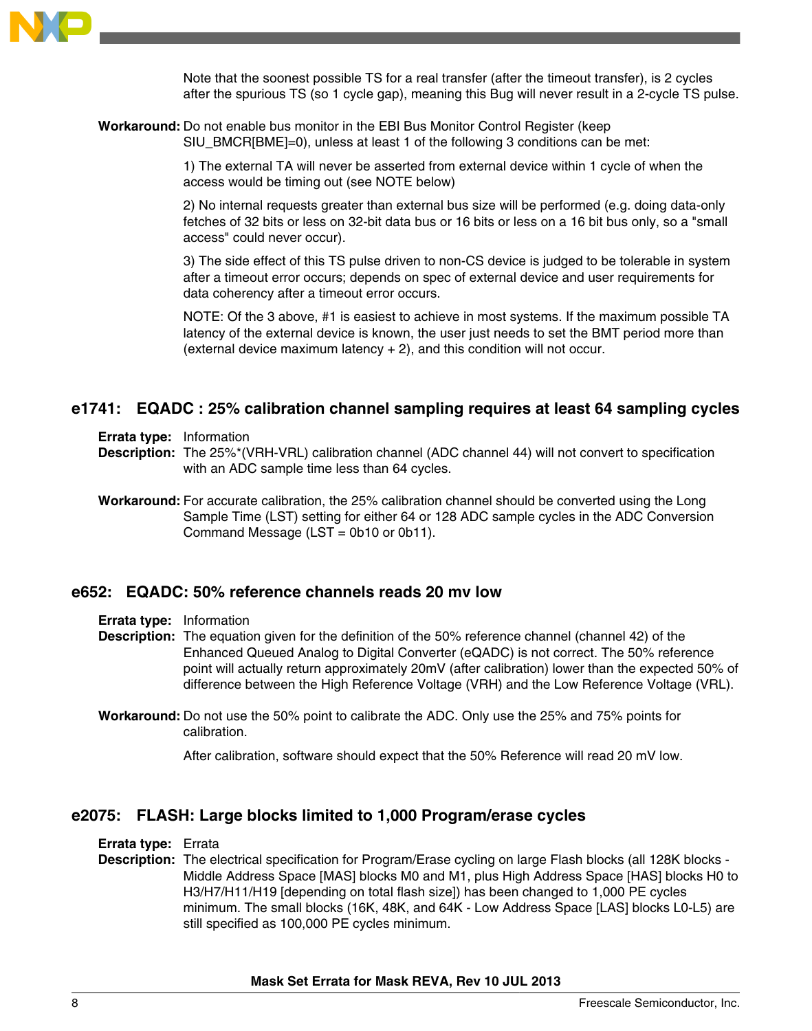Note that the soonest possible TS for a real transfer (after the timeout transfer), is 2 cycles after the spurious TS (so 1 cycle gap), meaning this Bug will never result in a 2-cycle TS pulse.

**Workaround:** Do not enable bus monitor in the EBI Bus Monitor Control Register (keep SIU_BMCR[BME]=0), unless at least 1 of the following 3 conditions can be met:

1) The external TA will never be asserted from external device within 1 cycle of when the access would be timing out (see NOTE below)

2) No internal requests greater than external bus size will be performed (e.g. doing data-only fetches of 32 bits or less on 32-bit data bus or 16 bits or less on a 16 bit bus only, so a "small access" could never occur).

3) The side effect of this TS pulse driven to non-CS device is judged to be tolerable in system after a timeout error occurs; depends on spec of external device and user requirements for data coherency after a timeout error occurs.

NOTE: Of the 3 above, #1 is easiest to achieve in most systems. If the maximum possible TA latency of the external device is known, the user just needs to set the BMT period more than (external device maximum latency + 2), and this condition will not occur.

## e1741: EQADC : 25% calibration channel sampling requires at least 64 sampling cycles

**Errata type:** Information

**Description:** The 25%*(VRH-VRL) calibration channel (ADC channel 44) will not convert to specification with an ADC sample time less than 64 cycles.

**Workaround:** For accurate calibration, the 25% calibration channel should be converted using the Long Sample Time (LST) setting for either 64 or 128 ADC sample cycles in the ADC Conversion Command Message (LST = 0b10 or 0b11).

## e652: EQADC: 50% reference channels reads 20 mv low

**Errata type:** Information

**Description:** The equation given for the definition of the 50% reference channel (channel 42) of the Enhanced Queued Analog to Digital Converter (eQADC) is not correct. The 50% reference point will actually return approximately 20mV (after calibration) lower than the expected 50% of difference between the High Reference Voltage (VRH) and the Low Reference Voltage (VRL).

**Workaround:** Do not use the 50% point to calibrate the ADC. Only use the 25% and 75% points for calibration.

After calibration, software should expect that the 50% Reference will read 20 mV low.

## e2075: FLASH: Large blocks limited to 1,000 Program/erase cycles

**Errata type:** Errata

**Description:** The electrical specification for Program/Erase cycling on large Flash blocks (all 128K blocks - Middle Address Space [MAS] blocks M0 and M1, plus High Address Space [HAS] blocks H0 to H3/H7/H11/H19 [depending on total flash size]) has been changed to 1,000 PE cycles minimum. The small blocks (16K, 48K, and 64K - Low Address Space [LAS] blocks L0-L5) are still specified as 100,000 PE cycles minimum.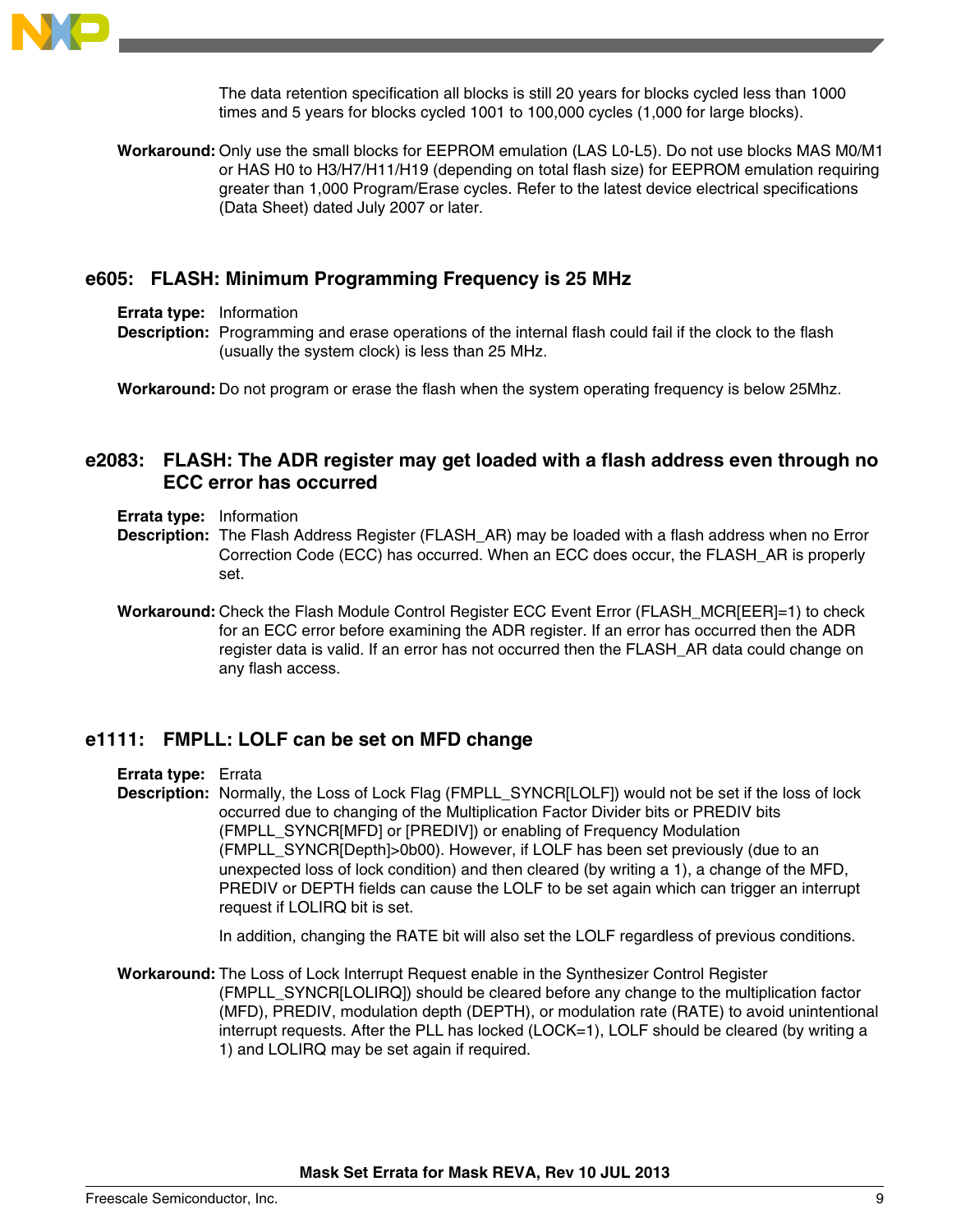The data retention specification all blocks is still 20 years for blocks cycled less than 1000 times and 5 years for blocks cycled 1001 to 100,000 cycles (1,000 for large blocks).

**Workaround:** Only use the small blocks for EEPROM emulation (LAS L0-L5). Do not use blocks MAS M0/M1 or HAS H0 to H3/H7/H11/H19 (depending on total flash size) for EEPROM emulation requiring greater than 1,000 Program/Erase cycles. Refer to the latest device electrical specifications (Data Sheet) dated July 2007 or later.

## e605: FLASH: Minimum Programming Frequency is 25 MHz

**Errata type:** Information

**Description:** Programming and erase operations of the internal flash could fail if the clock to the flash (usually the system clock) is less than 25 MHz.

**Workaround:** Do not program or erase the flash when the system operating frequency is below 25Mhz.

## e2083: FLASH: The ADR register may get loaded with a flash address even through no ECC error has occurred

**Errata type:** Information

**Description:** The Flash Address Register (FLASH_AR) may be loaded with a flash address when no Error Correction Code (ECC) has occurred. When an ECC does occur, the FLASH_AR is properly set.

**Workaround:** Check the Flash Module Control Register ECC Event Error (FLASH_MCR[EER]=1) to check for an ECC error before examining the ADR register. If an error has occurred then the ADR register data is valid. If an error has not occurred then the FLASH_AR data could change on any flash access.

## e1111: FMPLL: LOLF can be set on MFD change

**Errata type:** Errata

**Description:** Normally, the Loss of Lock Flag (FMPLL_SYNCR[LOLF]) would not be set if the loss of lock occurred due to changing of the Multiplication Factor Divider bits or PREDIV bits (FMPLL_SYNCR[MFD] or [PREDIV]) or enabling of Frequency Modulation (FMPLL_SYNCR[Depth]>0b00). However, if LOLF has been set previously (due to an unexpected loss of lock condition) and then cleared (by writing a 1), a change of the MFD, PREDIV or DEPTH fields can cause the LOLF to be set again which can trigger an interrupt request if LOLIRQ bit is set.

In addition, changing the RATE bit will also set the LOLF regardless of previous conditions.

**Workaround:** The Loss of Lock Interrupt Request enable in the Synthesizer Control Register (FMPLL_SYNCR[LOLIRQ]) should be cleared before any change to the multiplication factor (MFD), PREDIV, modulation depth (DEPTH), or modulation rate (RATE) to avoid unintentional interrupt requests. After the PLL has locked (LOCK=1), LOLF should be cleared (by writing a 1) and LOLIRQ may be set again if required.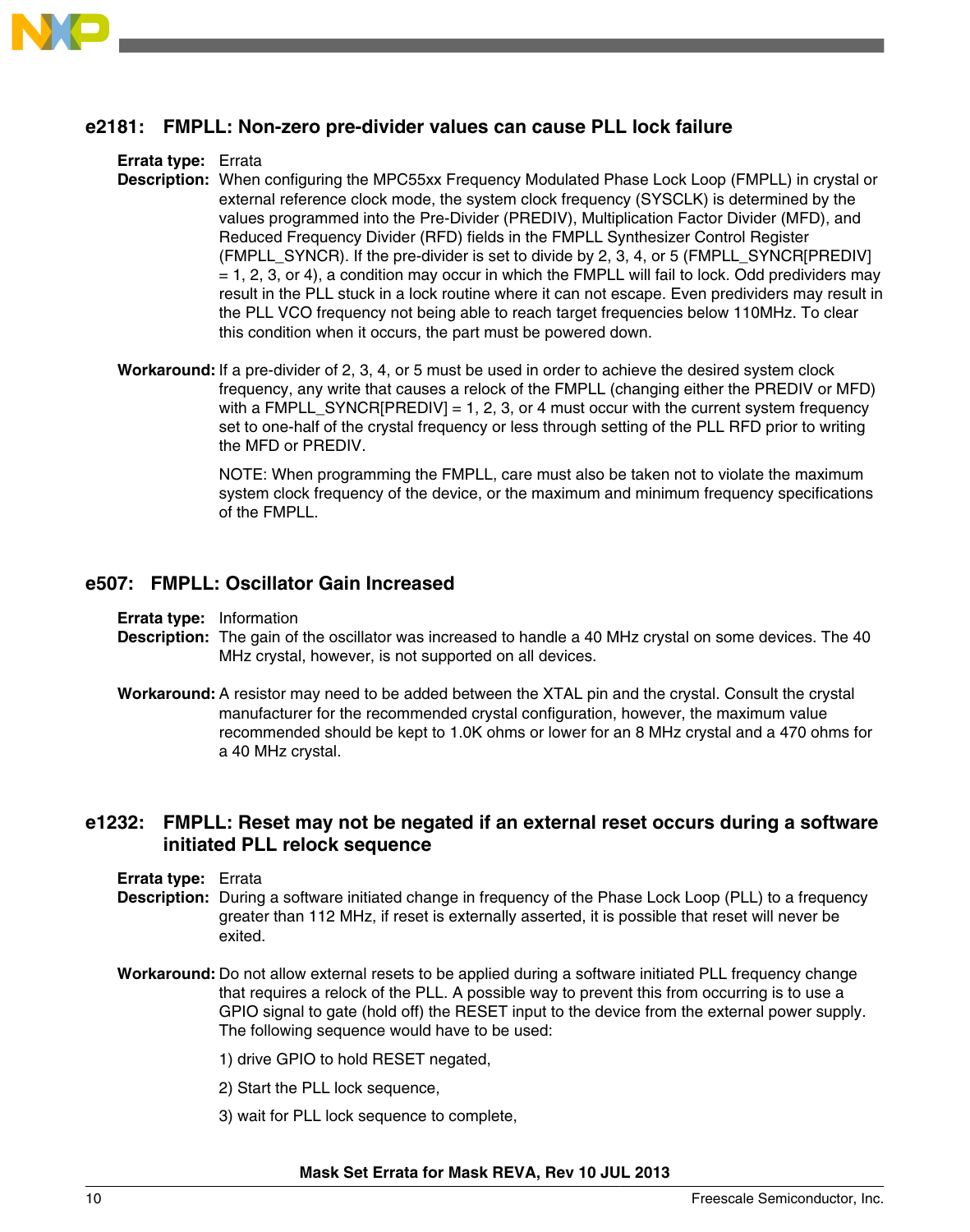## e2181: FMPLL: Non-zero pre-divider values can cause PLL lock failure

**Errata type:** Errata

**Description:** When configuring the MPC55xx Frequency Modulated Phase Lock Loop (FMPLL) in crystal or external reference clock mode, the system clock frequency (SYSCLK) is determined by the values programmed into the Pre-Divider (PREDIV), Multiplication Factor Divider (MFD), and Reduced Frequency Divider (RFD) fields in the FMPLL Synthesizer Control Register (FMPLL_SYNCR). If the pre-divider is set to divide by 2, 3, 4, or 5 (FMPLL_SYNCR[PREDIV] = 1, 2, 3, or 4), a condition may occur in which the FMPLL will fail to lock. Odd predividers may result in the PLL stuck in a lock routine where it can not escape. Even predividers may result in the PLL VCO frequency not being able to reach target frequencies below 110MHz. To clear this condition when it occurs, the part must be powered down.

**Workaround:** If a pre-divider of 2, 3, 4, or 5 must be used in order to achieve the desired system clock frequency, any write that causes a relock of the FMPLL (changing either the PREDIV or MFD) with a FMPLL_SYNCR[PREDIV] = 1, 2, 3, or 4 must occur with the current system frequency set to one-half of the crystal frequency or less through setting of the PLL RFD prior to writing the MFD or PREDIV.

NOTE: When programming the FMPLL, care must also be taken not to violate the maximum system clock frequency of the device, or the maximum and minimum frequency specifications of the FMPLL.

## e507: FMPLL: Oscillator Gain Increased

**Errata type:** Information

**Description:** The gain of the oscillator was increased to handle a 40 MHz crystal on some devices. The 40 MHz crystal, however, is not supported on all devices.

**Workaround:** A resistor may need to be added between the XTAL pin and the crystal. Consult the crystal manufacturer for the recommended crystal configuration, however, the maximum value recommended should be kept to 1.0K ohms or lower for an 8 MHz crystal and a 470 ohms for a 40 MHz crystal.

## e1232: FMPLL: Reset may not be negated if an external reset occurs during a software initiated PLL relock sequence

**Errata type:** Errata

**Description:** During a software initiated change in frequency of the Phase Lock Loop (PLL) to a frequency greater than 112 MHz, if reset is externally asserted, it is possible that reset will never be exited.

**Workaround:** Do not allow external resets to be applied during a software initiated PLL frequency change that requires a relock of the PLL. A possible way to prevent this from occurring is to use a GPIO signal to gate (hold off) the RESET input to the device from the external power supply. The following sequence would have to be used:

1) drive GPIO to hold RESET negated,

2) Start the PLL lock sequence,

3) wait for PLL lock sequence to complete,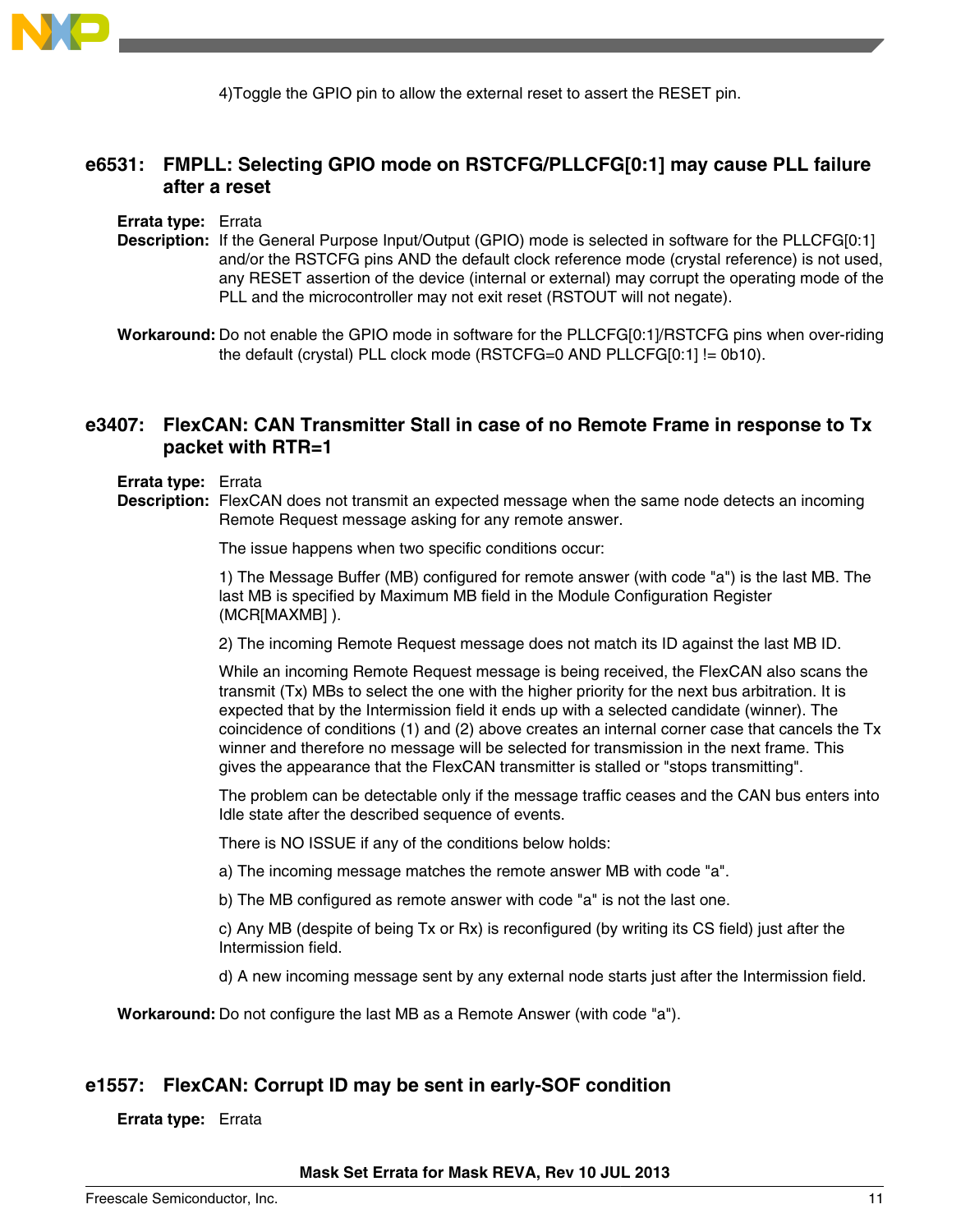4)Toggle the GPIO pin to allow the external reset to assert the RESET pin.

## e6531: FMPLL: Selecting GPIO mode on RSTCFG/PLLCFG[0:1] may cause PLL failure after a reset

**Errata type:** Errata

**Description:** If the General Purpose Input/Output (GPIO) mode is selected in software for the PLLCFG[0:1] and/or the RSTCFG pins AND the default clock reference mode (crystal reference) is not used, any RESET assertion of the device (internal or external) may corrupt the operating mode of the PLL and the microcontroller may not exit reset (RSTOUT will not negate).

**Workaround:** Do not enable the GPIO mode in software for the PLLCFG[0:1]/RSTCFG pins when over-riding the default (crystal) PLL clock mode (RSTCFG=0 AND PLLCFG[0:1] != 0b10).

## e3407: FlexCAN: CAN Transmitter Stall in case of no Remote Frame in response to Tx packet with RTR=1

**Errata type:** Errata

**Description:** FlexCAN does not transmit an expected message when the same node detects an incoming Remote Request message asking for any remote answer.

The issue happens when two specific conditions occur:

1) The Message Buffer (MB) configured for remote answer (with code "a") is the last MB. The last MB is specified by Maximum MB field in the Module Configuration Register (MCR[MAXMB] ).

2) The incoming Remote Request message does not match its ID against the last MB ID.

While an incoming Remote Request message is being received, the FlexCAN also scans the transmit (Tx) MBs to select the one with the higher priority for the next bus arbitration. It is expected that by the Intermission field it ends up with a selected candidate (winner). The coincidence of conditions (1) and (2) above creates an internal corner case that cancels the Tx winner and therefore no message will be selected for transmission in the next frame. This gives the appearance that the FlexCAN transmitter is stalled or "stops transmitting".

The problem can be detectable only if the message traffic ceases and the CAN bus enters into Idle state after the described sequence of events.

There is NO ISSUE if any of the conditions below holds:

a) The incoming message matches the remote answer MB with code "a".

b) The MB configured as remote answer with code "a" is not the last one.

c) Any MB (despite of being Tx or Rx) is reconfigured (by writing its CS field) just after the Intermission field.

d) A new incoming message sent by any external node starts just after the Intermission field.

**Workaround:** Do not configure the last MB as a Remote Answer (with code "a").

## e1557: FlexCAN: Corrupt ID may be sent in early-SOF condition

**Errata type:** Errata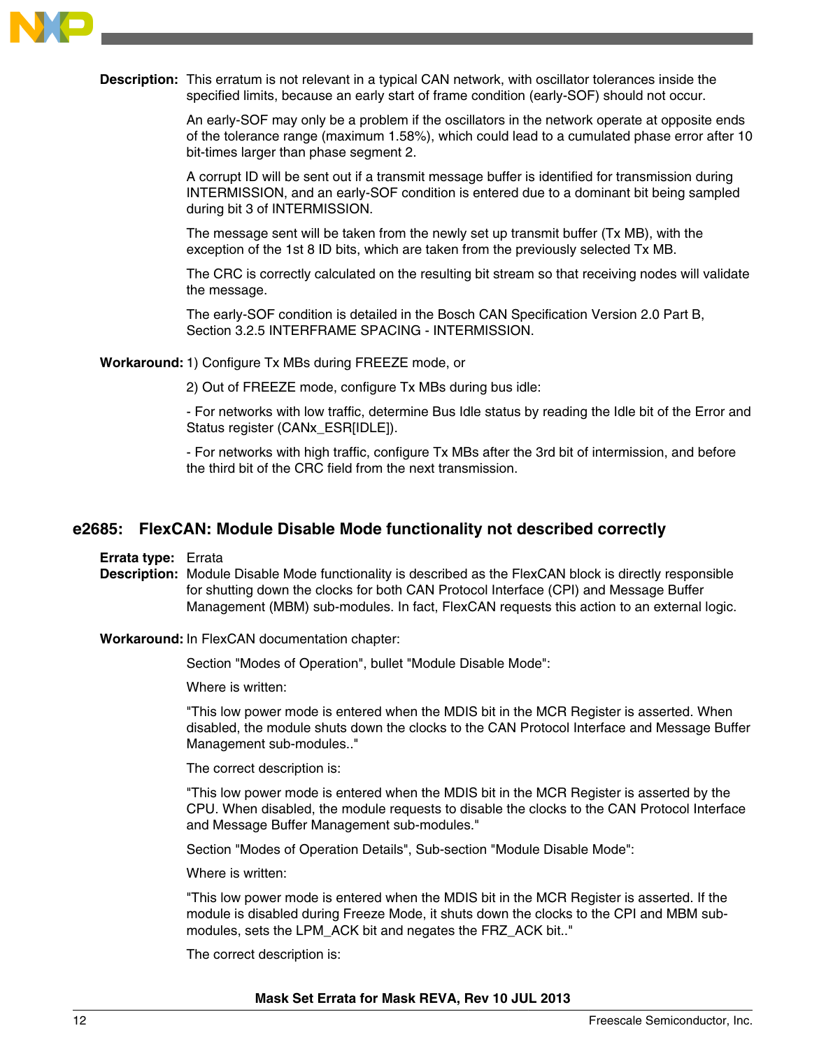**Description:** This erratum is not relevant in a typical CAN network, with oscillator tolerances inside the specified limits, because an early start of frame condition (early-SOF) should not occur.

An early-SOF may only be a problem if the oscillators in the network operate at opposite ends of the tolerance range (maximum 1.58%), which could lead to a cumulated phase error after 10 bit-times larger than phase segment 2.

A corrupt ID will be sent out if a transmit message buffer is identified for transmission during INTERMISSION, and an early-SOF condition is entered due to a dominant bit being sampled during bit 3 of INTERMISSION.

The message sent will be taken from the newly set up transmit buffer (Tx MB), with the exception of the 1st 8 ID bits, which are taken from the previously selected Tx MB.

The CRC is correctly calculated on the resulting bit stream so that receiving nodes will validate the message.

The early-SOF condition is detailed in the Bosch CAN Specification Version 2.0 Part B, Section 3.2.5 INTERFRAME SPACING - INTERMISSION.

**Workaround:** 1) Configure Tx MBs during FREEZE mode, or

2) Out of FREEZE mode, configure Tx MBs during bus idle:

- For networks with low traffic, determine Bus Idle status by reading the Idle bit of the Error and Status register (CANx_ESR[IDLE]).

- For networks with high traffic, configure Tx MBs after the 3rd bit of intermission, and before the third bit of the CRC field from the next transmission.

## e2685: FlexCAN: Module Disable Mode functionality not described correctly

**Errata type:** Errata

**Description:** Module Disable Mode functionality is described as the FlexCAN block is directly responsible for shutting down the clocks for both CAN Protocol Interface (CPI) and Message Buffer Management (MBM) sub-modules. In fact, FlexCAN requests this action to an external logic.

**Workaround:** In FlexCAN documentation chapter:

Section "Modes of Operation", bullet "Module Disable Mode":

Where is written:

"This low power mode is entered when the MDIS bit in the MCR Register is asserted. When disabled, the module shuts down the clocks to the CAN Protocol Interface and Message Buffer Management sub-modules.."

The correct description is:

"This low power mode is entered when the MDIS bit in the MCR Register is asserted by the CPU. When disabled, the module requests to disable the clocks to the CAN Protocol Interface and Message Buffer Management sub-modules."

Section "Modes of Operation Details", Sub-section "Module Disable Mode":

Where is written:

"This low power mode is entered when the MDIS bit in the MCR Register is asserted. If the module is disabled during Freeze Mode, it shuts down the clocks to the CPI and MBM sub-modules, sets the LPM_ACK bit and negates the FRZ_ACK bit.."

The correct description is: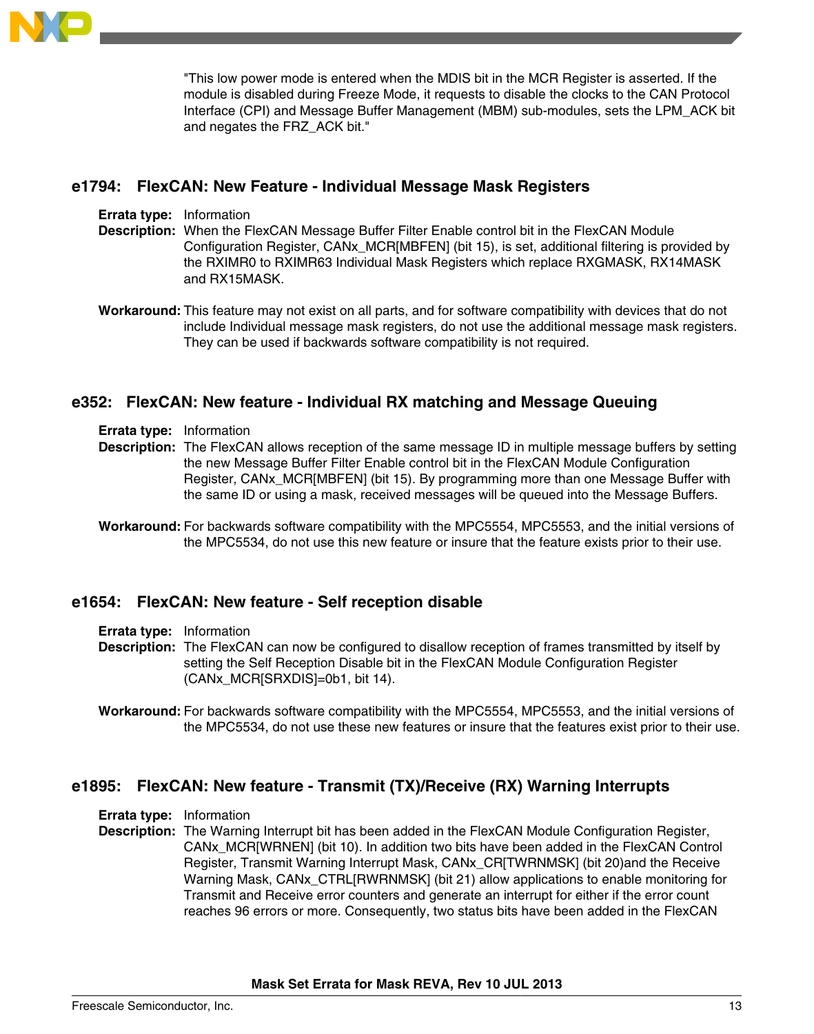"This low power mode is entered when the MDIS bit in the MCR Register is asserted. If the module is disabled during Freeze Mode, it requests to disable the clocks to the CAN Protocol Interface (CPI) and Message Buffer Management (MBM) sub-modules, sets the LPM_ACK bit and negates the FRZ_ACK bit."

## e1794: FlexCAN: New Feature - Individual Message Mask Registers

**Errata type:** Information

**Description:** When the FlexCAN Message Buffer Filter Enable control bit in the FlexCAN Module Configuration Register, CANx_MCR[MBFEN] (bit 15), is set, additional filtering is provided by the RXIMR0 to RXIMR63 Individual Mask Registers which replace RXGMASK, RX14MASK and RX15MASK.

**Workaround:** This feature may not exist on all parts, and for software compatibility with devices that do not include Individual message mask registers, do not use the additional message mask registers. They can be used if backwards software compatibility is not required.

## e352: FlexCAN: New feature - Individual RX matching and Message Queuing

**Errata type:** Information

**Description:** The FlexCAN allows reception of the same message ID in multiple message buffers by setting the new Message Buffer Filter Enable control bit in the FlexCAN Module Configuration Register, CANx_MCR[MBFEN] (bit 15). By programming more than one Message Buffer with the same ID or using a mask, received messages will be queued into the Message Buffers.

**Workaround:** For backwards software compatibility with the MPC5554, MPC5553, and the initial versions of the MPC5534, do not use this new feature or insure that the feature exists prior to their use.

## e1654: FlexCAN: New feature - Self reception disable

**Errata type:** Information

**Description:** The FlexCAN can now be configured to disallow reception of frames transmitted by itself by setting the Self Reception Disable bit in the FlexCAN Module Configuration Register (CANx_MCR[SRXDIS]=0b1, bit 14).

**Workaround:** For backwards software compatibility with the MPC5554, MPC5553, and the initial versions of the MPC5534, do not use these new features or insure that the features exist prior to their use.

## e1895: FlexCAN: New feature - Transmit (TX)/Receive (RX) Warning Interrupts

**Errata type:** Information

**Description:** The Warning Interrupt bit has been added in the FlexCAN Module Configuration Register, CANx_MCR[WRNEN] (bit 10). In addition two bits have been added in the FlexCAN Control Register, Transmit Warning Interrupt Mask, CANx_CR[TWRNMSK] (bit 20)and the Receive Warning Mask, CANx_CTRL[RWRNMSK] (bit 21) allow applications to enable monitoring for Transmit and Receive error counters and generate an interrupt for either if the error count reaches 96 errors or more. Consequently, two status bits have been added in the FlexCAN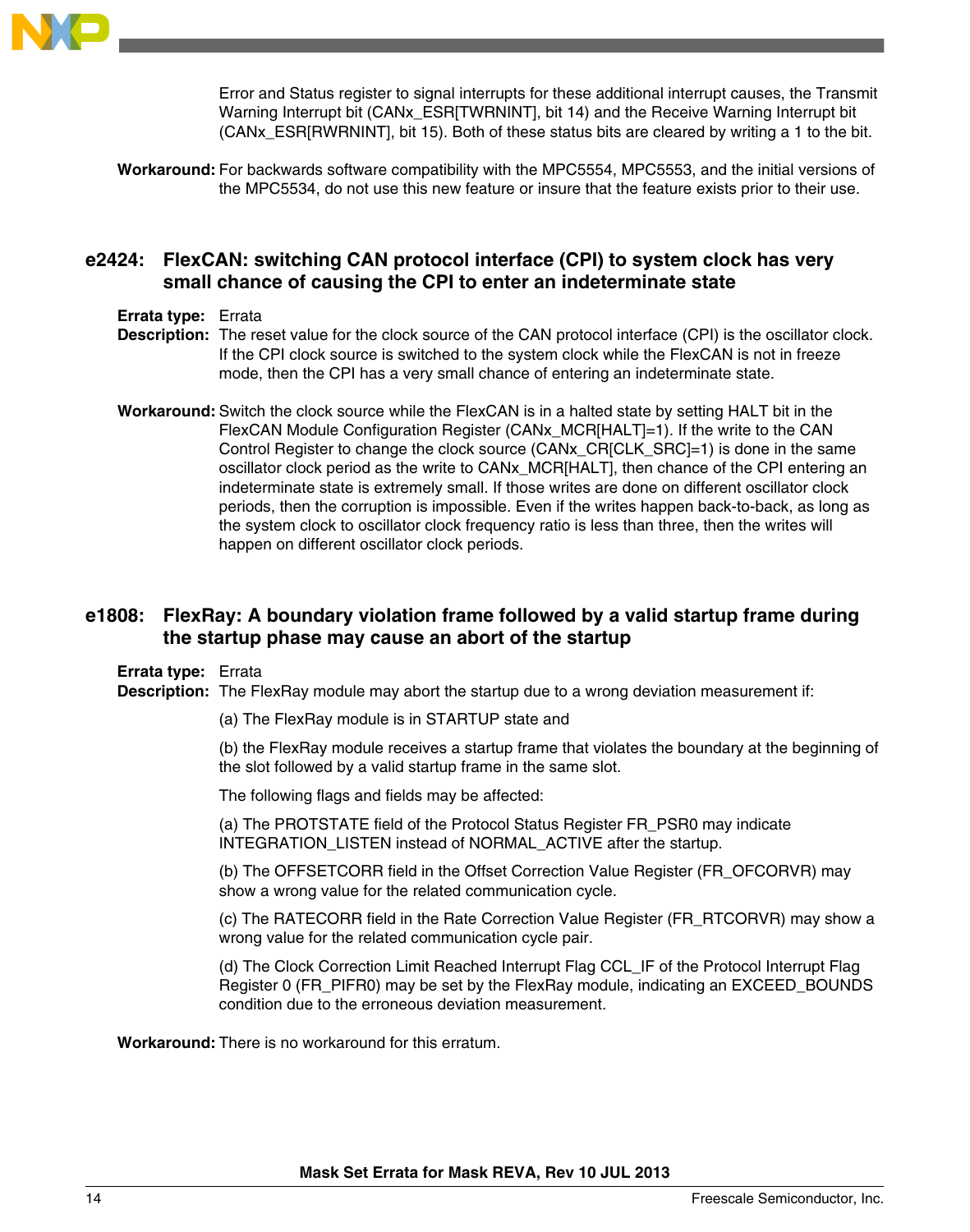Error and Status register to signal interrupts for these additional interrupt causes, the Transmit Warning Interrupt bit (CANx_ESR[TWRNINT], bit 14) and the Receive Warning Interrupt bit (CANx_ESR[RWRNINT], bit 15). Both of these status bits are cleared by writing a 1 to the bit.

**Workaround:** For backwards software compatibility with the MPC5554, MPC5553, and the initial versions of the MPC5534, do not use this new feature or insure that the feature exists prior to their use.

## e2424: FlexCAN: switching CAN protocol interface (CPI) to system clock has very small chance of causing the CPI to enter an indeterminate state

**Errata type:** Errata

**Description:** The reset value for the clock source of the CAN protocol interface (CPI) is the oscillator clock. If the CPI clock source is switched to the system clock while the FlexCAN is not in freeze mode, then the CPI has a very small chance of entering an indeterminate state.

**Workaround:** Switch the clock source while the FlexCAN is in a halted state by setting HALT bit in the FlexCAN Module Configuration Register (CANx_MCR[HALT]=1). If the write to the CAN Control Register to change the clock source (CANx_CR[CLK_SRC]=1) is done in the same oscillator clock period as the write to CANx_MCR[HALT], then chance of the CPI entering an indeterminate state is extremely small. If those writes are done on different oscillator clock periods, then the corruption is impossible. Even if the writes happen back-to-back, as long as the system clock to oscillator clock frequency ratio is less than three, then the writes will happen on different oscillator clock periods.

## e1808: FlexRay: A boundary violation frame followed by a valid startup frame during the startup phase may cause an abort of the startup

**Errata type:** Errata

**Description:** The FlexRay module may abort the startup due to a wrong deviation measurement if:

(a) The FlexRay module is in STARTUP state and

(b) the FlexRay module receives a startup frame that violates the boundary at the beginning of the slot followed by a valid startup frame in the same slot.

The following flags and fields may be affected:

(a) The PROTSTATE field of the Protocol Status Register FR_PSR0 may indicate INTEGRATION_LISTEN instead of NORMAL_ACTIVE after the startup.

(b) The OFFSETCORR field in the Offset Correction Value Register (FR_OFCORVR) may show a wrong value for the related communication cycle.

(c) The RATECORR field in the Rate Correction Value Register (FR_RTCORVR) may show a wrong value for the related communication cycle pair.

(d) The Clock Correction Limit Reached Interrupt Flag CCL_IF of the Protocol Interrupt Flag Register 0 (FR_PIFR0) may be set by the FlexRay module, indicating an EXCEED_BOUNDS condition due to the erroneous deviation measurement.

**Workaround:** There is no workaround for this erratum.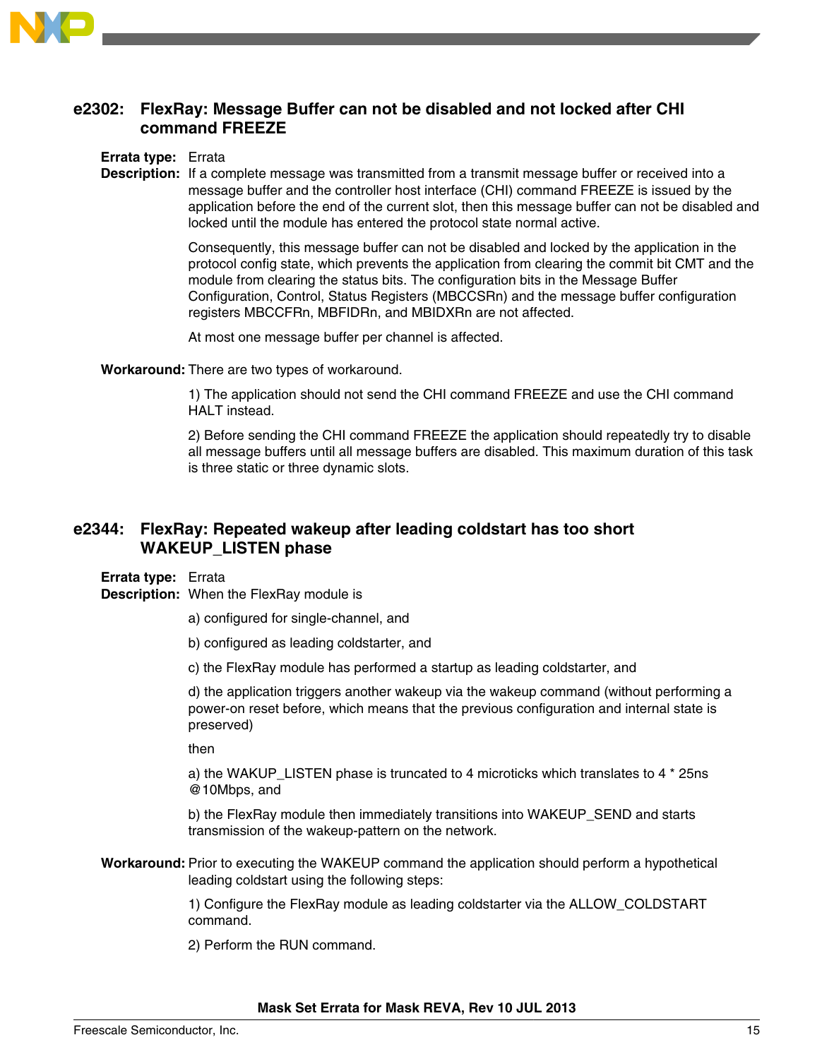## e2302: FlexRay: Message Buffer can not be disabled and not locked after CHI command FREEZE

**Errata type:** Errata

**Description:** If a complete message was transmitted from a transmit message buffer or received into a message buffer and the controller host interface (CHI) command FREEZE is issued by the application before the end of the current slot, then this message buffer can not be disabled and locked until the module has entered the protocol state normal active.

Consequently, this message buffer can not be disabled and locked by the application in the protocol config state, which prevents the application from clearing the commit bit CMT and the module from clearing the status bits. The configuration bits in the Message Buffer Configuration, Control, Status Registers (MBCCSRn) and the message buffer configuration registers MBCCFRn, MBFIDRn, and MBIDXRn are not affected.

At most one message buffer per channel is affected.

**Workaround:** There are two types of workaround.

1) The application should not send the CHI command FREEZE and use the CHI command HALT instead.

2) Before sending the CHI command FREEZE the application should repeatedly try to disable all message buffers until all message buffers are disabled. This maximum duration of this task is three static or three dynamic slots.

## e2344: FlexRay: Repeated wakeup after leading coldstart has too short WAKEUP_LISTEN phase

**Errata type:** Errata

**Description:** When the FlexRay module is

a) configured for single-channel, and

b) configured as leading coldstarter, and

c) the FlexRay module has performed a startup as leading coldstarter, and

d) the application triggers another wakeup via the wakeup command (without performing a power-on reset before, which means that the previous configuration and internal state is preserved)

then

a) the WAKUP_LISTEN phase is truncated to 4 microticks which translates to 4 * 25ns @10Mbps, and

b) the FlexRay module then immediately transitions into WAKEUP_SEND and starts transmission of the wakeup-pattern on the network.

**Workaround:** Prior to executing the WAKEUP command the application should perform a hypothetical leading coldstart using the following steps:

1) Configure the FlexRay module as leading coldstarter via the ALLOW_COLDSTART command.

2) Perform the RUN command.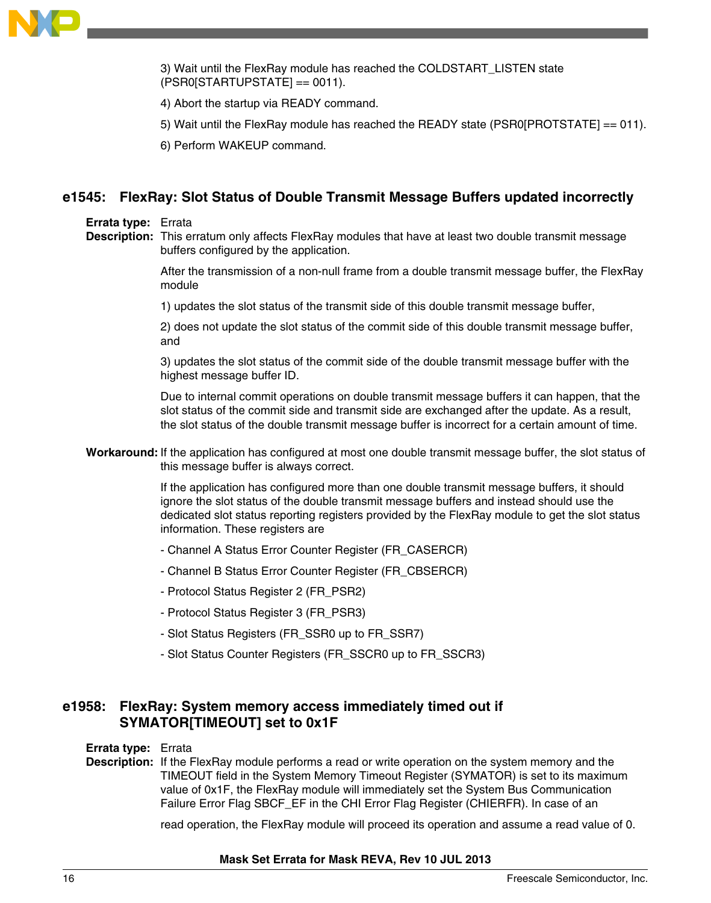3) Wait until the FlexRay module has reached the COLDSTART_LISTEN state (PSR0[STARTUPSTATE] == 0011).

4) Abort the startup via READY command.

5) Wait until the FlexRay module has reached the READY state (PSR0[PROTSTATE] == 011).

6) Perform WAKEUP command.

## e1545: FlexRay: Slot Status of Double Transmit Message Buffers updated incorrectly

**Errata type:** Errata

**Description:** This erratum only affects FlexRay modules that have at least two double transmit message buffers configured by the application.

After the transmission of a non-null frame from a double transmit message buffer, the FlexRay module

1) updates the slot status of the transmit side of this double transmit message buffer,

2) does not update the slot status of the commit side of this double transmit message buffer, and

3) updates the slot status of the commit side of the double transmit message buffer with the highest message buffer ID.

Due to internal commit operations on double transmit message buffers it can happen, that the slot status of the commit side and transmit side are exchanged after the update. As a result, the slot status of the double transmit message buffer is incorrect for a certain amount of time.

**Workaround:** If the application has configured at most one double transmit message buffer, the slot status of this message buffer is always correct.

If the application has configured more than one double transmit message buffers, it should ignore the slot status of the double transmit message buffers and instead should use the dedicated slot status reporting registers provided by the FlexRay module to get the slot status information. These registers are

- Channel A Status Error Counter Register (FR_CASERCR)
- Channel B Status Error Counter Register (FR_CBSERCR)
- Protocol Status Register 2 (FR_PSR2)
- Protocol Status Register 3 (FR_PSR3)
- Slot Status Registers (FR_SSR0 up to FR_SSR7)
- Slot Status Counter Registers (FR_SSCR0 up to FR_SSCR3)

## e1958: FlexRay: System memory access immediately timed out if SYMATOR[TIMEOUT] set to 0x1F

**Errata type:** Errata

**Description:** If the FlexRay module performs a read or write operation on the system memory and the TIMEOUT field in the System Memory Timeout Register (SYMATOR) is set to its maximum value of 0x1F, the FlexRay module will immediately set the System Bus Communication Failure Error Flag SBCF_EF in the CHI Error Flag Register (CHIERFR). In case of an

read operation, the FlexRay module will proceed its operation and assume a read value of 0.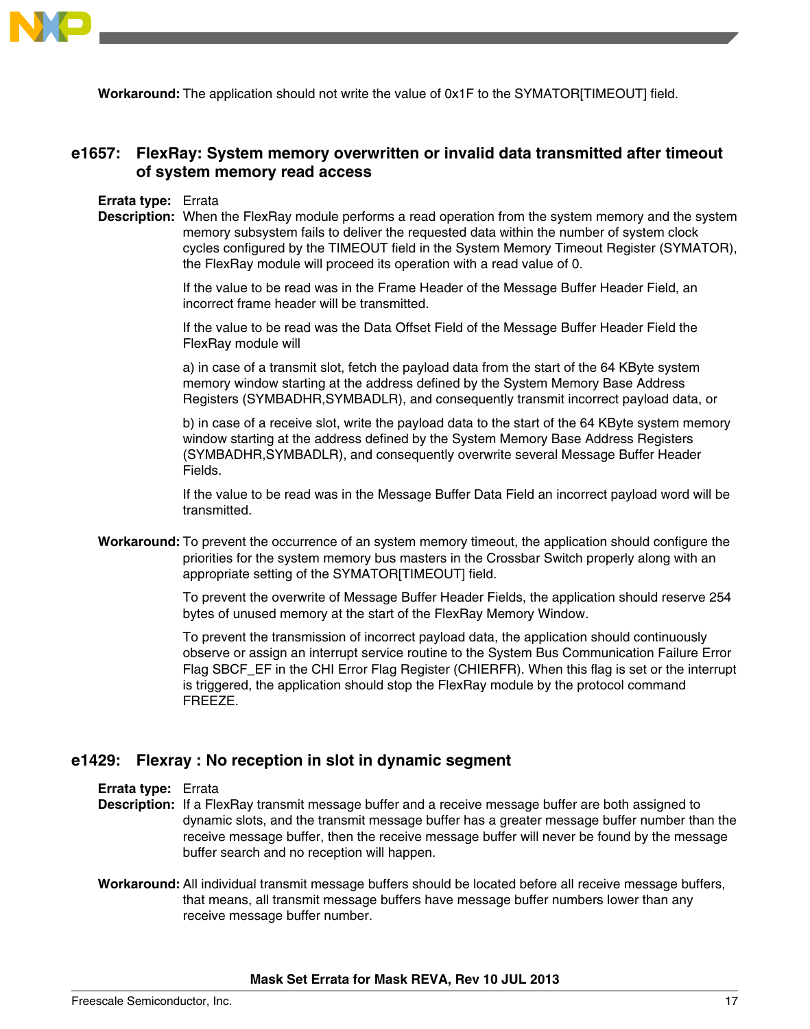**Workaround:** The application should not write the value of 0x1F to the SYMATOR[TIMEOUT] field.

## e1657: FlexRay: System memory overwritten or invalid data transmitted after timeout of system memory read access

**Errata type:** Errata

**Description:** When the FlexRay module performs a read operation from the system memory and the system memory subsystem fails to deliver the requested data within the number of system clock cycles configured by the TIMEOUT field in the System Memory Timeout Register (SYMATOR), the FlexRay module will proceed its operation with a read value of 0.

If the value to be read was in the Frame Header of the Message Buffer Header Field, an incorrect frame header will be transmitted.

If the value to be read was the Data Offset Field of the Message Buffer Header Field the FlexRay module will

a) in case of a transmit slot, fetch the payload data from the start of the 64 KByte system memory window starting at the address defined by the System Memory Base Address Registers (SYMBADHR,SYMBADLR), and consequently transmit incorrect payload data, or

b) in case of a receive slot, write the payload data to the start of the 64 KByte system memory window starting at the address defined by the System Memory Base Address Registers (SYMBADHR,SYMBADLR), and consequently overwrite several Message Buffer Header Fields.

If the value to be read was in the Message Buffer Data Field an incorrect payload word will be transmitted.

**Workaround:** To prevent the occurrence of an system memory timeout, the application should configure the priorities for the system memory bus masters in the Crossbar Switch properly along with an appropriate setting of the SYMATOR[TIMEOUT] field.

To prevent the overwrite of Message Buffer Header Fields, the application should reserve 254 bytes of unused memory at the start of the FlexRay Memory Window.

To prevent the transmission of incorrect payload data, the application should continuously observe or assign an interrupt service routine to the System Bus Communication Failure Error Flag SBCF_EF in the CHI Error Flag Register (CHIERFR). When this flag is set or the interrupt is triggered, the application should stop the FlexRay module by the protocol command FREEZE.

## e1429: Flexray : No reception in slot in dynamic segment

**Errata type:** Errata

**Description:** If a FlexRay transmit message buffer and a receive message buffer are both assigned to dynamic slots, and the transmit message buffer has a greater message buffer number than the receive message buffer, then the receive message buffer will never be found by the message buffer search and no reception will happen.

**Workaround:** All individual transmit message buffers should be located before all receive message buffers, that means, all transmit message buffers have message buffer numbers lower than any receive message buffer number.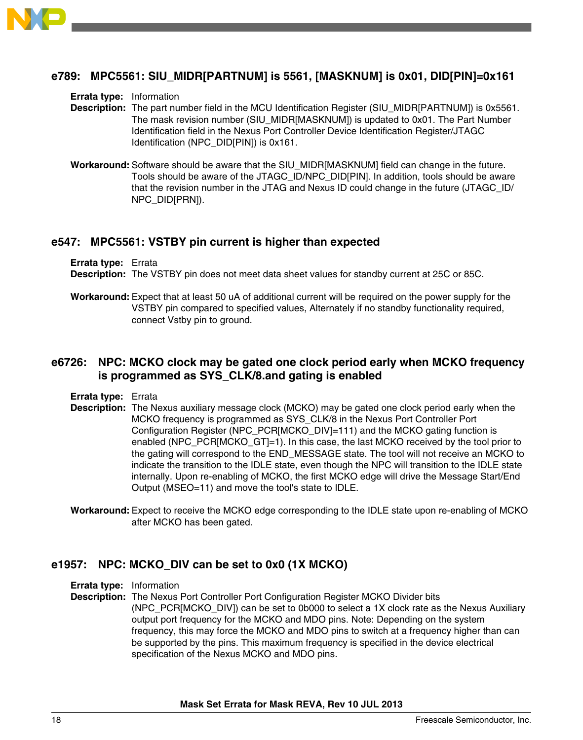## e789: MPC5561: SIU_MIDR[PARTNUM] is 5561, [MASKNUM] is 0x01, DID[PIN]=0x161

**Errata type:** Information

**Description:** The part number field in the MCU Identification Register (SIU_MIDR[PARTNUM]) is 0x5561. The mask revision number (SIU_MIDR[MASKNUM]) is updated to 0x01. The Part Number Identification field in the Nexus Port Controller Device Identification Register/JTAGC Identification (NPC_DID[PIN]) is 0x161.

**Workaround:** Software should be aware that the SIU_MIDR[MASKNUM] field can change in the future. Tools should be aware of the JTAGC_ID/NPC_DID[PIN]. In addition, tools should be aware that the revision number in the JTAG and Nexus ID could change in the future (JTAGC_ID/NPC_DID[PRN]).

## e547: MPC5561: VSTBY pin current is higher than expected

**Errata type:** Errata

**Description:** The VSTBY pin does not meet data sheet values for standby current at 25C or 85C.

**Workaround:** Expect that at least 50 uA of additional current will be required on the power supply for the VSTBY pin compared to specified values, Alternately if no standby functionality required, connect Vstby pin to ground.

## e6726: NPC: MCKO clock may be gated one clock period early when MCKO frequency is programmed as SYS_CLK/8.and gating is enabled

**Errata type:** Errata

**Description:** The Nexus auxiliary message clock (MCKO) may be gated one clock period early when the MCKO frequency is programmed as SYS_CLK/8 in the Nexus Port Controller Port Configuration Register (NPC_PCR[MCKO_DIV]=111) and the MCKO gating function is enabled (NPC_PCR[MCKO_GT]=1). In this case, the last MCKO received by the tool prior to the gating will correspond to the END_MESSAGE state. The tool will not receive an MCKO to indicate the transition to the IDLE state, even though the NPC will transition to the IDLE state internally. Upon re-enabling of MCKO, the first MCKO edge will drive the Message Start/End Output (MSEO=11) and move the tool's state to IDLE.

**Workaround:** Expect to receive the MCKO edge corresponding to the IDLE state upon re-enabling of MCKO after MCKO has been gated.

## e1957: NPC: MCKO_DIV can be set to 0x0 (1X MCKO)

**Errata type:** Information

**Description:** The Nexus Port Controller Port Configuration Register MCKO Divider bits (NPC_PCR[MCKO_DIV]) can be set to 0b000 to select a 1X clock rate as the Nexus Auxiliary output port frequency for the MCKO and MDO pins. Note: Depending on the system frequency, this may force the MCKO and MDO pins to switch at a frequency higher than can be supported by the pins. This maximum frequency is specified in the device electrical specification of the Nexus MCKO and MDO pins.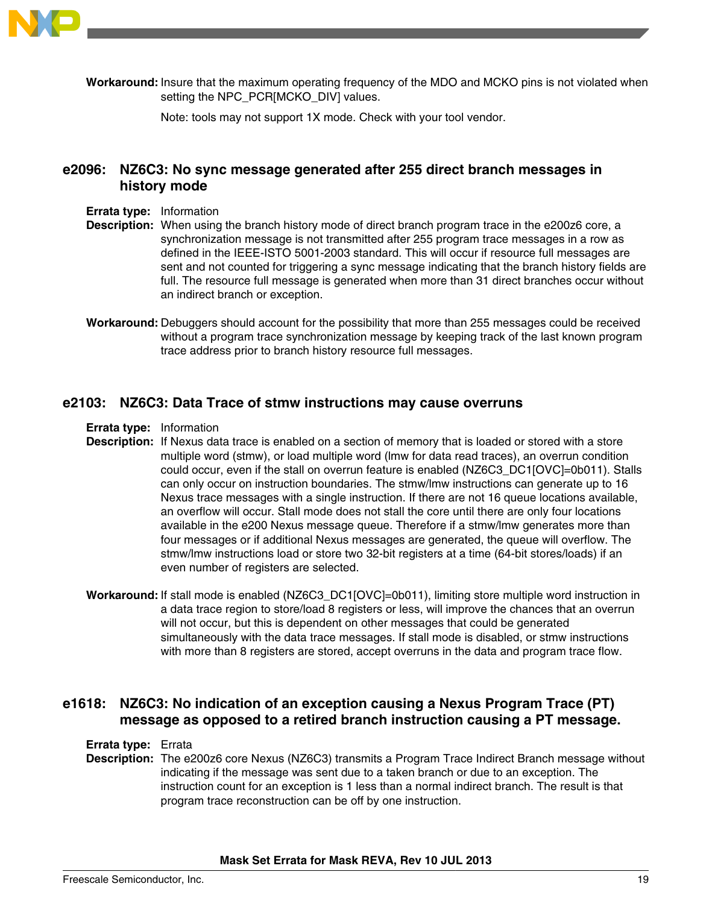**Workaround:** Insure that the maximum operating frequency of the MDO and MCKO pins is not violated when setting the NPC_PCR[MCKO_DIV] values.

Note: tools may not support 1X mode. Check with your tool vendor.

## e2096: NZ6C3: No sync message generated after 255 direct branch messages in history mode

**Errata type:** Information

**Description:** When using the branch history mode of direct branch program trace in the e200z6 core, a synchronization message is not transmitted after 255 program trace messages in a row as defined in the IEEE-ISTO 5001-2003 standard. This will occur if resource full messages are sent and not counted for triggering a sync message indicating that the branch history fields are full. The resource full message is generated when more than 31 direct branches occur without an indirect branch or exception.

**Workaround:** Debuggers should account for the possibility that more than 255 messages could be received without a program trace synchronization message by keeping track of the last known program trace address prior to branch history resource full messages.

## e2103: NZ6C3: Data Trace of stmw instructions may cause overruns

**Errata type:** Information

**Description:** If Nexus data trace is enabled on a section of memory that is loaded or stored with a store multiple word (stmw), or load multiple word (lmw for data read traces), an overrun condition could occur, even if the stall on overrun feature is enabled (NZ6C3_DC1[OVC]=0b011). Stalls can only occur on instruction boundaries. The stmw/lmw instructions can generate up to 16 Nexus trace messages with a single instruction. If there are not 16 queue locations available, an overflow will occur. Stall mode does not stall the core until there are only four locations available in the e200 Nexus message queue. Therefore if a stmw/lmw generates more than four messages or if additional Nexus messages are generated, the queue will overflow. The stmw/lmw instructions load or store two 32-bit registers at a time (64-bit stores/loads) if an even number of registers are selected.

**Workaround:** If stall mode is enabled (NZ6C3_DC1[OVC]=0b011), limiting store multiple word instruction in a data trace region to store/load 8 registers or less, will improve the chances that an overrun will not occur, but this is dependent on other messages that could be generated simultaneously with the data trace messages. If stall mode is disabled, or stmw instructions with more than 8 registers are stored, accept overruns in the data and program trace flow.

## e1618: NZ6C3: No indication of an exception causing a Nexus Program Trace (PT) message as opposed to a retired branch instruction causing a PT message.

**Errata type:** Errata

**Description:** The e200z6 core Nexus (NZ6C3) transmits a Program Trace Indirect Branch message without indicating if the message was sent due to a taken branch or due to an exception. The instruction count for an exception is 1 less than a normal indirect branch. The result is that program trace reconstruction can be off by one instruction.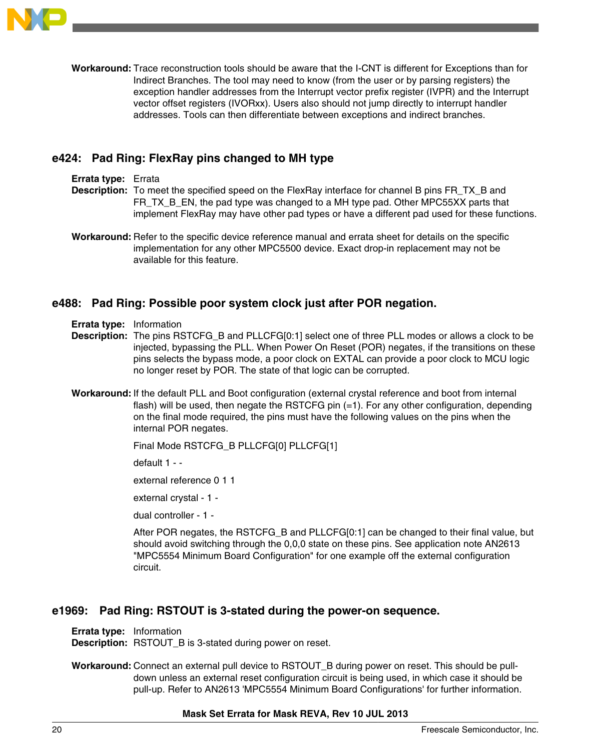**Workaround:** Trace reconstruction tools should be aware that the I-CNT is different for Exceptions than for Indirect Branches. The tool may need to know (from the user or by parsing registers) the exception handler addresses from the Interrupt vector prefix register (IVPR) and the Interrupt vector offset registers (IVORxx). Users also should not jump directly to interrupt handler addresses. Tools can then differentiate between exceptions and indirect branches.

## e424: Pad Ring: FlexRay pins changed to MH type

**Errata type:** Errata

**Description:** To meet the specified speed on the FlexRay interface for channel B pins FR_TX_B and FR_TX_B_EN, the pad type was changed to a MH type pad. Other MPC55XX parts that implement FlexRay may have other pad types or have a different pad used for these functions.

**Workaround:** Refer to the specific device reference manual and errata sheet for details on the specific implementation for any other MPC5500 device. Exact drop-in replacement may not be available for this feature.

## e488: Pad Ring: Possible poor system clock just after POR negation.

**Errata type:** Information

**Description:** The pins RSTCFG_B and PLLCFG[0:1] select one of three PLL modes or allows a clock to be injected, bypassing the PLL. When Power On Reset (POR) negates, if the transitions on these pins selects the bypass mode, a poor clock on EXTAL can provide a poor clock to MCU logic no longer reset by POR. The state of that logic can be corrupted.

**Workaround:** If the default PLL and Boot configuration (external crystal reference and boot from internal flash) will be used, then negate the RSTCFG pin (=1). For any other configuration, depending on the final mode required, the pins must have the following values on the pins when the internal POR negates.

Final Mode RSTCFG_B PLLCFG[0] PLLCFG[1]

default 1 - -

external reference 0 1 1

external crystal - 1 -

dual controller - 1 -

After POR negates, the RSTCFG_B and PLLCFG[0:1] can be changed to their final value, but should avoid switching through the 0,0,0 state on these pins. See application note AN2613 "MPC5554 Minimum Board Configuration" for one example off the external configuration circuit.

## e1969: Pad Ring: RSTOUT is 3-stated during the power-on sequence.

**Errata type:** Information

**Description:** RSTOUT_B is 3-stated during power on reset.

**Workaround:** Connect an external pull device to RSTOUT_B during power on reset. This should be pull-down unless an external reset configuration circuit is being used, in which case it should be pull-up. Refer to AN2613 'MPC5554 Minimum Board Configurations' for further information.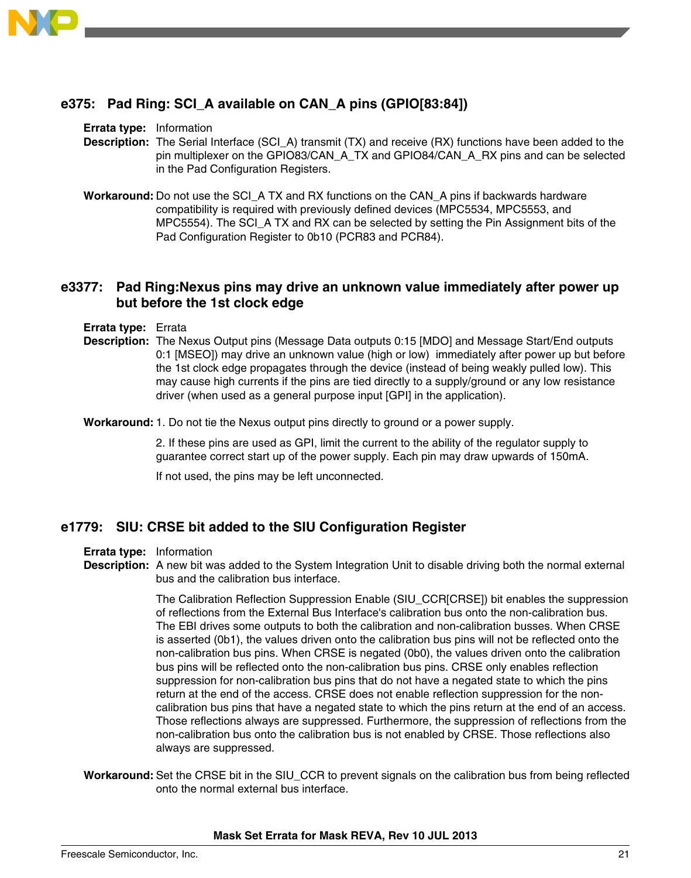## e375: Pad Ring: SCI_A available on CAN_A pins (GPIO[83:84])

**Errata type:** Information

**Description:** The Serial Interface (SCI_A) transmit (TX) and receive (RX) functions have been added to the pin multiplexer on the GPIO83/CAN_A_TX and GPIO84/CAN_A_RX pins and can be selected in the Pad Configuration Registers.

**Workaround:** Do not use the SCI_A TX and RX functions on the CAN_A pins if backwards hardware compatibility is required with previously defined devices (MPC5534, MPC5553, and MPC5554). The SCI_A TX and RX can be selected by setting the Pin Assignment bits of the Pad Configuration Register to 0b10 (PCR83 and PCR84).

## e3377: Pad Ring:Nexus pins may drive an unknown value immediately after power up but before the 1st clock edge

**Errata type:** Errata

**Description:** The Nexus Output pins (Message Data outputs 0:15 [MDO] and Message Start/End outputs 0:1 [MSEO]) may drive an unknown value (high or low) immediately after power up but before the 1st clock edge propagates through the device (instead of being weakly pulled low). This may cause high currents if the pins are tied directly to a supply/ground or any low resistance driver (when used as a general purpose input [GPI] in the application).

**Workaround:** 1. Do not tie the Nexus output pins directly to ground or a power supply.

2. If these pins are used as GPI, limit the current to the ability of the regulator supply to guarantee correct start up of the power supply. Each pin may draw upwards of 150mA.

If not used, the pins may be left unconnected.

## e1779: SIU: CRSE bit added to the SIU Configuration Register

**Errata type:** Information

**Description:** A new bit was added to the System Integration Unit to disable driving both the normal external bus and the calibration bus interface.

The Calibration Reflection Suppression Enable (SIU_CCR[CRSE]) bit enables the suppression of reflections from the External Bus Interface's calibration bus onto the non-calibration bus. The EBI drives some outputs to both the calibration and non-calibration busses. When CRSE is asserted (0b1), the values driven onto the calibration bus pins will not be reflected onto the non-calibration bus pins. When CRSE is negated (0b0), the values driven onto the calibration bus pins will be reflected onto the non-calibration bus pins. CRSE only enables reflection suppression for non-calibration bus pins that do not have a negated state to which the pins return at the end of the access. CRSE does not enable reflection suppression for the non-calibration bus pins that have a negated state to which the pins return at the end of an access. Those reflections always are suppressed. Furthermore, the suppression of reflections from the non-calibration bus onto the calibration bus is not enabled by CRSE. Those reflections also always are suppressed.

**Workaround:** Set the CRSE bit in the SIU_CCR to prevent signals on the calibration bus from being reflected onto the normal external bus interface.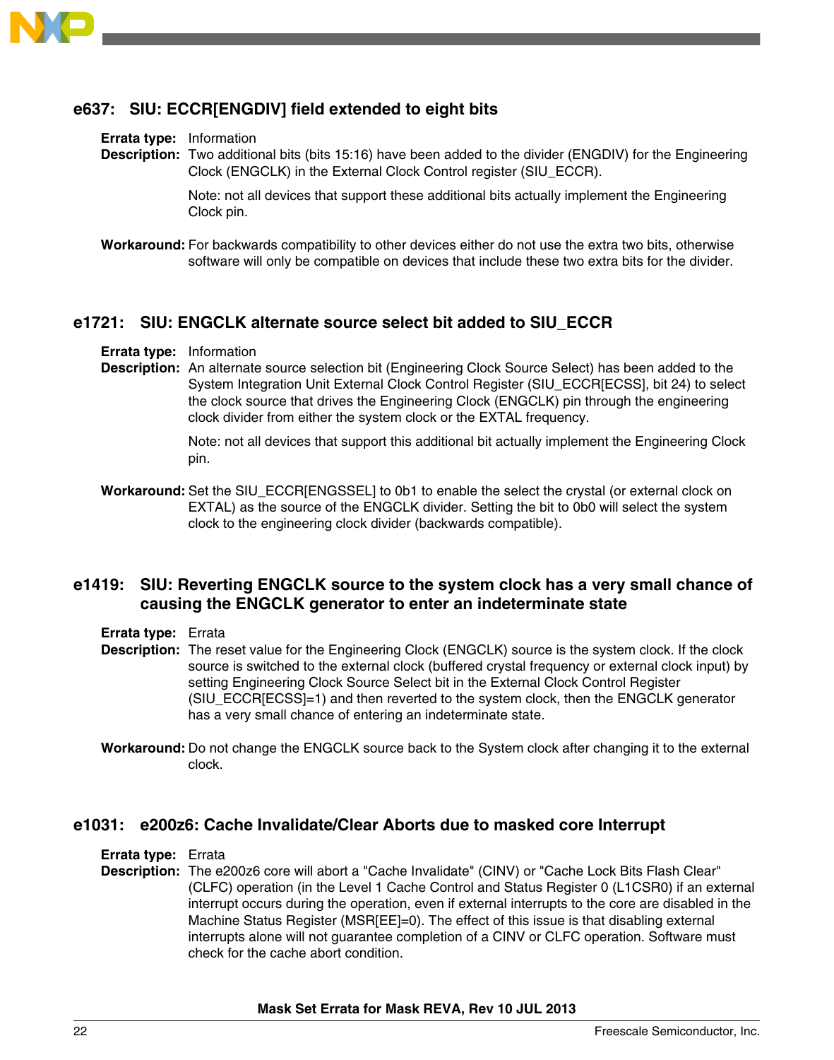## e637: SIU: ECCR[ENGDIV] field extended to eight bits

**Errata type:** Information

**Description:** Two additional bits (bits 15:16) have been added to the divider (ENGDIV) for the Engineering Clock (ENGCLK) in the External Clock Control register (SIU_ECCR).

Note: not all devices that support these additional bits actually implement the Engineering Clock pin.

**Workaround:** For backwards compatibility to other devices either do not use the extra two bits, otherwise software will only be compatible on devices that include these two extra bits for the divider.

## e1721: SIU: ENGCLK alternate source select bit added to SIU_ECCR

**Errata type:** Information

**Description:** An alternate source selection bit (Engineering Clock Source Select) has been added to the System Integration Unit External Clock Control Register (SIU_ECCR[ECSS], bit 24) to select the clock source that drives the Engineering Clock (ENGCLK) pin through the engineering clock divider from either the system clock or the EXTAL frequency.

Note: not all devices that support this additional bit actually implement the Engineering Clock pin.

**Workaround:** Set the SIU_ECCR[ENGSSEL] to 0b1 to enable the select the crystal (or external clock on EXTAL) as the source of the ENGCLK divider. Setting the bit to 0b0 will select the system clock to the engineering clock divider (backwards compatible).

## e1419: SIU: Reverting ENGCLK source to the system clock has a very small chance of causing the ENGCLK generator to enter an indeterminate state

**Errata type:** Errata

**Description:** The reset value for the Engineering Clock (ENGCLK) source is the system clock. If the clock source is switched to the external clock (buffered crystal frequency or external clock input) by setting Engineering Clock Source Select bit in the External Clock Control Register (SIU_ECCR[ECSS]=1) and then reverted to the system clock, then the ENGCLK generator has a very small chance of entering an indeterminate state.

**Workaround:** Do not change the ENGCLK source back to the System clock after changing it to the external clock.

## e1031: e200z6: Cache Invalidate/Clear Aborts due to masked core Interrupt

**Errata type:** Errata

**Description:** The e200z6 core will abort a "Cache Invalidate" (CINV) or "Cache Lock Bits Flash Clear" (CLFC) operation (in the Level 1 Cache Control and Status Register 0 (L1CSR0) if an external interrupt occurs during the operation, even if external interrupts to the core are disabled in the Machine Status Register (MSR[EE]=0). The effect of this issue is that disabling external interrupts alone will not guarantee completion of a CINV or CLFC operation. Software must check for the cache abort condition.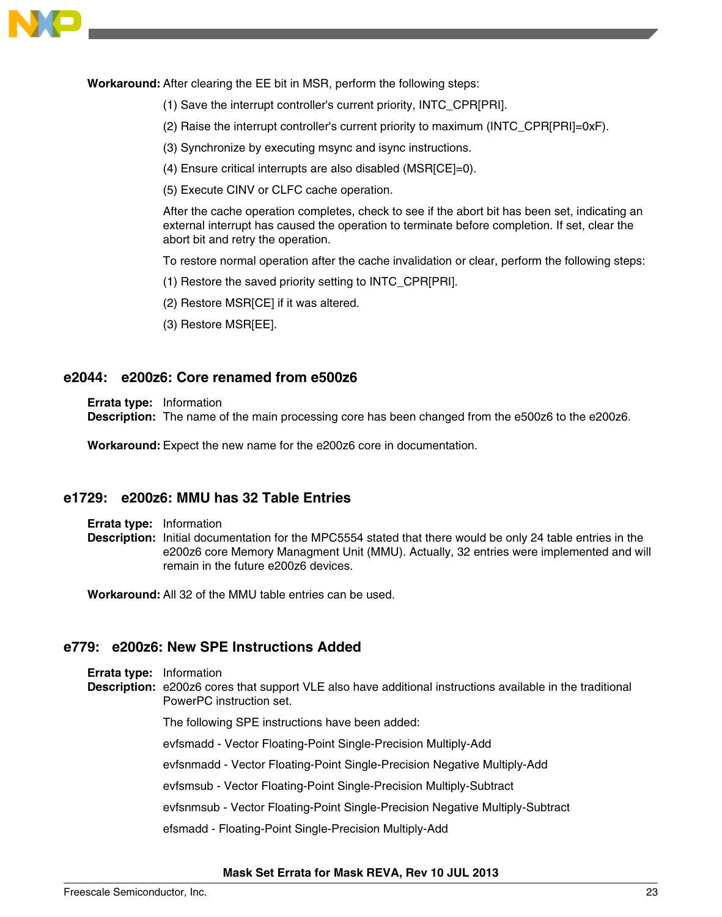**Workaround:** After clearing the EE bit in MSR, perform the following steps:

(1) Save the interrupt controller's current priority, INTC_CPR[PRI].

(2) Raise the interrupt controller's current priority to maximum (INTC_CPR[PRI]=0xF).

(3) Synchronize by executing msync and isync instructions.

(4) Ensure critical interrupts are also disabled (MSR[CE]=0).

(5) Execute CINV or CLFC cache operation.

After the cache operation completes, check to see if the abort bit has been set, indicating an external interrupt has caused the operation to terminate before completion. If set, clear the abort bit and retry the operation.

To restore normal operation after the cache invalidation or clear, perform the following steps:

(1) Restore the saved priority setting to INTC_CPR[PRI].

(2) Restore MSR[CE] if it was altered.

(3) Restore MSR[EE].

## e2044: e200z6: Core renamed from e500z6

**Errata type:** Information

**Description:** The name of the main processing core has been changed from the e500z6 to the e200z6.

**Workaround:** Expect the new name for the e200z6 core in documentation.

## e1729: e200z6: MMU has 32 Table Entries

**Errata type:** Information

**Description:** Initial documentation for the MPC5554 stated that there would be only 24 table entries in the e200z6 core Memory Managment Unit (MMU). Actually, 32 entries were implemented and will remain in the future e200z6 devices.

**Workaround:** All 32 of the MMU table entries can be used.

## e779: e200z6: New SPE Instructions Added

**Errata type:** Information

**Description:** e200z6 cores that support VLE also have additional instructions available in the traditional PowerPC instruction set.

The following SPE instructions have been added:

evfsmadd - Vector Floating-Point Single-Precision Multiply-Add

evfsnmadd - Vector Floating-Point Single-Precision Negative Multiply-Add

evfsmsub - Vector Floating-Point Single-Precision Multiply-Subtract

evfsnmsub - Vector Floating-Point Single-Precision Negative Multiply-Subtract

efsmadd - Floating-Point Single-Precision Multiply-Add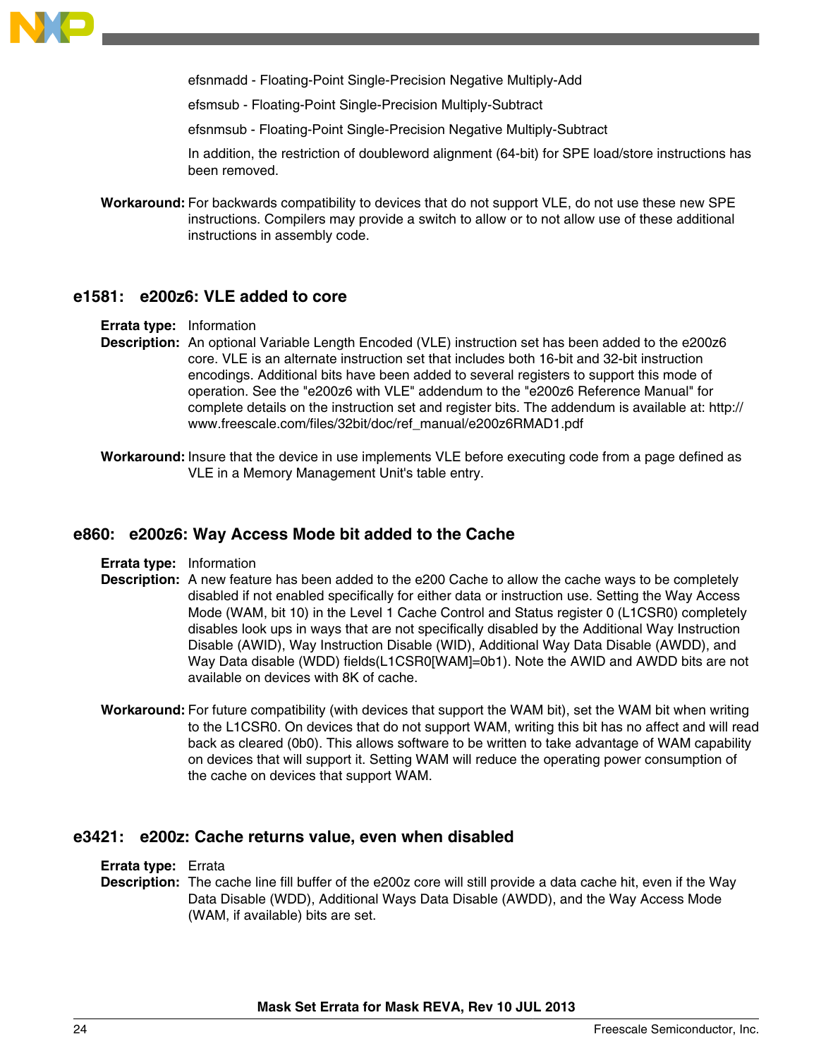efsnmadd - Floating-Point Single-Precision Negative Multiply-Add

efsmsub - Floating-Point Single-Precision Multiply-Subtract

efsnmsub - Floating-Point Single-Precision Negative Multiply-Subtract

In addition, the restriction of doubleword alignment (64-bit) for SPE load/store instructions has been removed.

**Workaround:** For backwards compatibility to devices that do not support VLE, do not use these new SPE instructions. Compilers may provide a switch to allow or to not allow use of these additional instructions in assembly code.

## e1581: e200z6: VLE added to core

**Errata type:** Information

**Description:** An optional Variable Length Encoded (VLE) instruction set has been added to the e200z6 core. VLE is an alternate instruction set that includes both 16-bit and 32-bit instruction encodings. Additional bits have been added to several registers to support this mode of operation. See the "e200z6 with VLE" addendum to the "e200z6 Reference Manual" for complete details on the instruction set and register bits. The addendum is available at: http://www.freescale.com/files/32bit/doc/ref_manual/e200z6RMAD1.pdf

**Workaround:** Insure that the device in use implements VLE before executing code from a page defined as VLE in a Memory Management Unit's table entry.

## e860: e200z6: Way Access Mode bit added to the Cache

**Errata type:** Information

**Description:** A new feature has been added to the e200 Cache to allow the cache ways to be completely disabled if not enabled specifically for either data or instruction use. Setting the Way Access Mode (WAM, bit 10) in the Level 1 Cache Control and Status register 0 (L1CSR0) completely disables look ups in ways that are not specifically disabled by the Additional Way Instruction Disable (AWID), Way Instruction Disable (WID), Additional Way Data Disable (AWDD), and Way Data disable (WDD) fields(L1CSR0[WAM]=0b1). Note the AWID and AWDD bits are not available on devices with 8K of cache.

**Workaround:** For future compatibility (with devices that support the WAM bit), set the WAM bit when writing to the L1CSR0. On devices that do not support WAM, writing this bit has no affect and will read back as cleared (0b0). This allows software to be written to take advantage of WAM capability on devices that will support it. Setting WAM will reduce the operating power consumption of the cache on devices that support WAM.

## e3421: e200z: Cache returns value, even when disabled

**Errata type:** Errata

**Description:** The cache line fill buffer of the e200z core will still provide a data cache hit, even if the Way Data Disable (WDD), Additional Ways Data Disable (AWDD), and the Way Access Mode (WAM, if available) bits are set.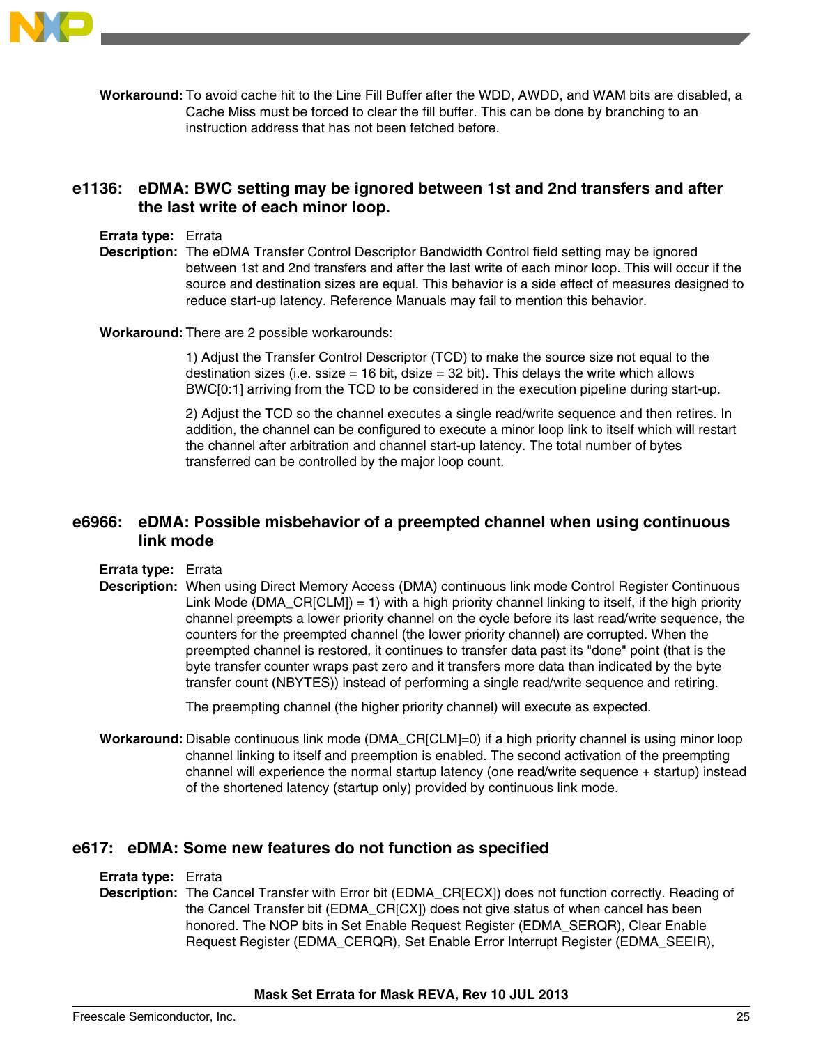**Workaround:** To avoid cache hit to the Line Fill Buffer after the WDD, AWDD, and WAM bits are disabled, a Cache Miss must be forced to clear the fill buffer. This can be done by branching to an instruction address that has not been fetched before.

## e1136: eDMA: BWC setting may be ignored between 1st and 2nd transfers and after the last write of each minor loop.

**Errata type:** Errata

**Description:** The eDMA Transfer Control Descriptor Bandwidth Control field setting may be ignored between 1st and 2nd transfers and after the last write of each minor loop. This will occur if the source and destination sizes are equal. This behavior is a side effect of measures designed to reduce start-up latency. Reference Manuals may fail to mention this behavior.

**Workaround:** There are 2 possible workarounds:

1) Adjust the Transfer Control Descriptor (TCD) to make the source size not equal to the destination sizes (i.e. ssize = 16 bit, dsize = 32 bit). This delays the write which allows BWC[0:1] arriving from the TCD to be considered in the execution pipeline during start-up.

2) Adjust the TCD so the channel executes a single read/write sequence and then retires. In addition, the channel can be configured to execute a minor loop link to itself which will restart the channel after arbitration and channel start-up latency. The total number of bytes transferred can be controlled by the major loop count.

## e6966: eDMA: Possible misbehavior of a preempted channel when using continuous link mode

**Errata type:** Errata

**Description:** When using Direct Memory Access (DMA) continuous link mode Control Register Continuous Link Mode (DMA_CR[CLM]) = 1) with a high priority channel linking to itself, if the high priority channel preempts a lower priority channel on the cycle before its last read/write sequence, the counters for the preempted channel (the lower priority channel) are corrupted. When the preempted channel is restored, it continues to transfer data past its "done" point (that is the byte transfer counter wraps past zero and it transfers more data than indicated by the byte transfer count (NBYTES)) instead of performing a single read/write sequence and retiring.

The preempting channel (the higher priority channel) will execute as expected.

**Workaround:** Disable continuous link mode (DMA_CR[CLM]=0) if a high priority channel is using minor loop channel linking to itself and preemption is enabled. The second activation of the preempting channel will experience the normal startup latency (one read/write sequence + startup) instead of the shortened latency (startup only) provided by continuous link mode.

## e617: eDMA: Some new features do not function as specified

**Errata type:** Errata

**Description:** The Cancel Transfer with Error bit (EDMA_CR[ECX]) does not function correctly. Reading of the Cancel Transfer bit (EDMA_CR[CX]) does not give status of when cancel has been honored. The NOP bits in Set Enable Request Register (EDMA_SERQR), Clear Enable Request Register (EDMA_CERQR), Set Enable Error Interrupt Register (EDMA_SEEIR),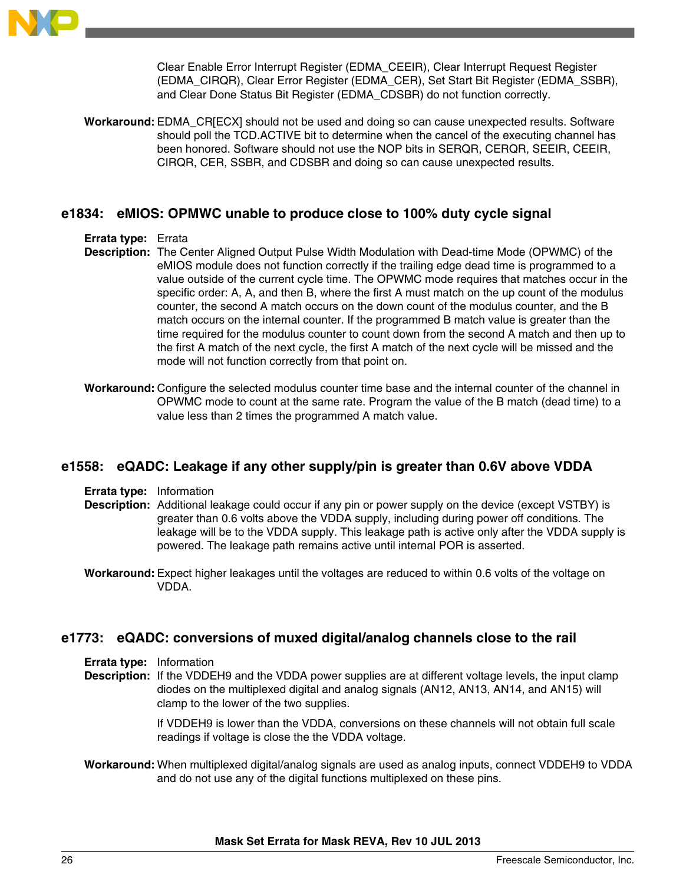Clear Enable Error Interrupt Register (EDMA_CEEIR), Clear Interrupt Request Register (EDMA_CIRQR), Clear Error Register (EDMA_CER), Set Start Bit Register (EDMA_SSBR), and Clear Done Status Bit Register (EDMA_CDSBR) do not function correctly.

**Workaround:** EDMA_CR[ECX] should not be used and doing so can cause unexpected results. Software should poll the TCD.ACTIVE bit to determine when the cancel of the executing channel has been honored. Software should not use the NOP bits in SERQR, CERQR, SEEIR, CEEIR, CIRQR, CER, SSBR, and CDSBR and doing so can cause unexpected results.

## e1834: eMIOS: OPMWC unable to produce close to 100% duty cycle signal

**Errata type:** Errata

**Description:** The Center Aligned Output Pulse Width Modulation with Dead-time Mode (OPWMC) of the eMIOS module does not function correctly if the trailing edge dead time is programmed to a value outside of the current cycle time. The OPWMC mode requires that matches occur in the specific order: A, A, and then B, where the first A must match on the up count of the modulus counter, the second A match occurs on the down count of the modulus counter, and the B match occurs on the internal counter. If the programmed B match value is greater than the time required for the modulus counter to count down from the second A match and then up to the first A match of the next cycle, the first A match of the next cycle will be missed and the mode will not function correctly from that point on.

**Workaround:** Configure the selected modulus counter time base and the internal counter of the channel in OPWMC mode to count at the same rate. Program the value of the B match (dead time) to a value less than 2 times the programmed A match value.

## e1558: eQADC: Leakage if any other supply/pin is greater than 0.6V above VDDA

**Errata type:** Information

**Description:** Additional leakage could occur if any pin or power supply on the device (except VSTBY) is greater than 0.6 volts above the VDDA supply, including during power off conditions. The leakage will be to the VDDA supply. This leakage path is active only after the VDDA supply is powered. The leakage path remains active until internal POR is asserted.

**Workaround:** Expect higher leakages until the voltages are reduced to within 0.6 volts of the voltage on VDDA.

## e1773: eQADC: conversions of muxed digital/analog channels close to the rail

**Errata type:** Information

**Description:** If the VDDEH9 and the VDDA power supplies are at different voltage levels, the input clamp diodes on the multiplexed digital and analog signals (AN12, AN13, AN14, and AN15) will clamp to the lower of the two supplies.

If VDDEH9 is lower than the VDDA, conversions on these channels will not obtain full scale readings if voltage is close the the VDDA voltage.

**Workaround:** When multiplexed digital/analog signals are used as analog inputs, connect VDDEH9 to VDDA and do not use any of the digital functions multiplexed on these pins.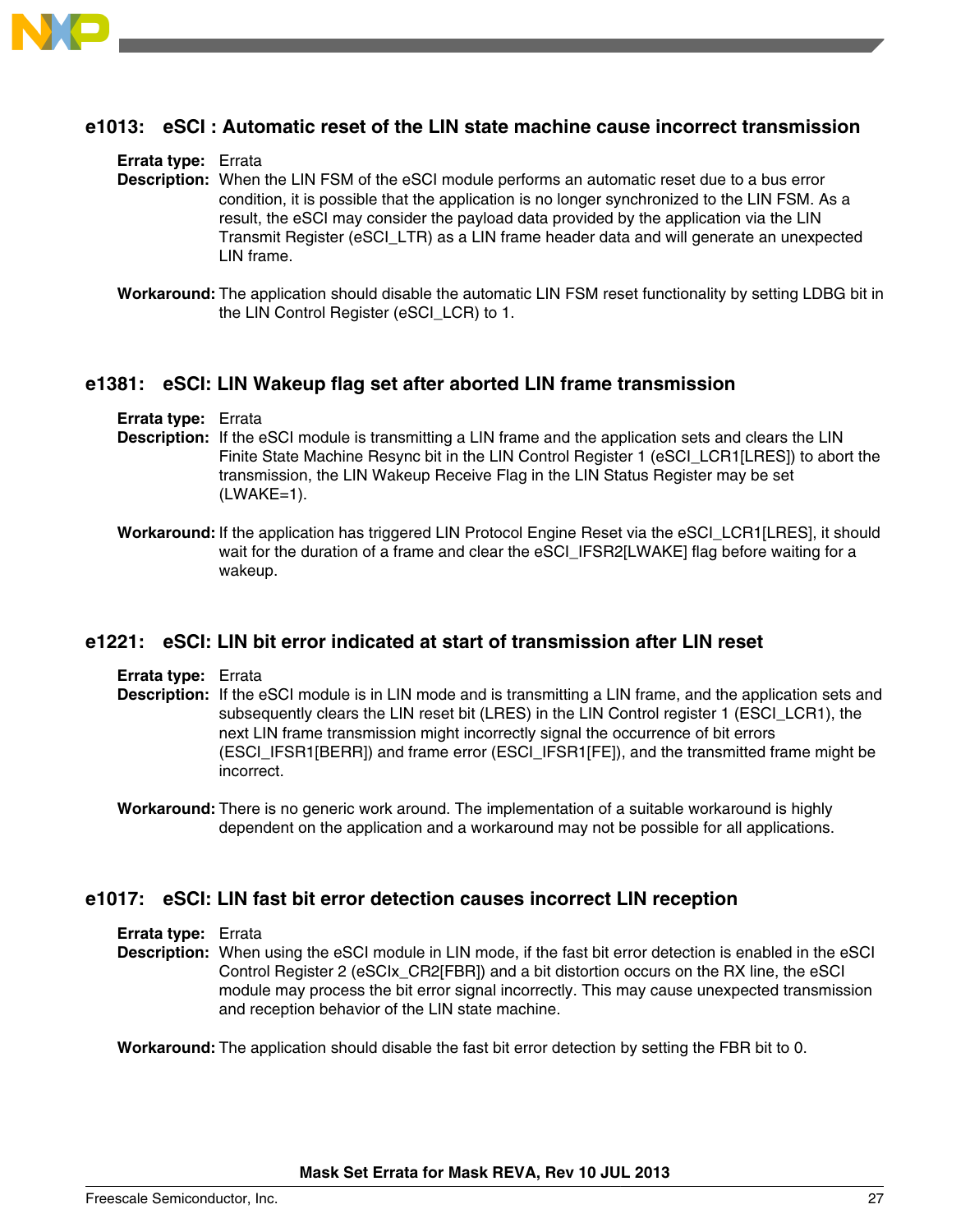## e1013: eSCI : Automatic reset of the LIN state machine cause incorrect transmission

**Errata type:** Errata

**Description:** When the LIN FSM of the eSCI module performs an automatic reset due to a bus error condition, it is possible that the application is no longer synchronized to the LIN FSM. As a result, the eSCI may consider the payload data provided by the application via the LIN Transmit Register (eSCI_LTR) as a LIN frame header data and will generate an unexpected LIN frame.

**Workaround:** The application should disable the automatic LIN FSM reset functionality by setting LDBG bit in the LIN Control Register (eSCI_LCR) to 1.

## e1381: eSCI: LIN Wakeup flag set after aborted LIN frame transmission

**Errata type:** Errata

**Description:** If the eSCI module is transmitting a LIN frame and the application sets and clears the LIN Finite State Machine Resync bit in the LIN Control Register 1 (eSCI_LCR1[LRES]) to abort the transmission, the LIN Wakeup Receive Flag in the LIN Status Register may be set (LWAKE=1).

**Workaround:** If the application has triggered LIN Protocol Engine Reset via the eSCI_LCR1[LRES], it should wait for the duration of a frame and clear the eSCI_IFSR2[LWAKE] flag before waiting for a wakeup.

## e1221: eSCI: LIN bit error indicated at start of transmission after LIN reset

**Errata type:** Errata

**Description:** If the eSCI module is in LIN mode and is transmitting a LIN frame, and the application sets and subsequently clears the LIN reset bit (LRES) in the LIN Control register 1 (ESCI_LCR1), the next LIN frame transmission might incorrectly signal the occurrence of bit errors (ESCI_IFSR1[BERR]) and frame error (ESCI_IFSR1[FE]), and the transmitted frame might be incorrect.

**Workaround:** There is no generic work around. The implementation of a suitable workaround is highly dependent on the application and a workaround may not be possible for all applications.

## e1017: eSCI: LIN fast bit error detection causes incorrect LIN reception

**Errata type:** Errata

**Description:** When using the eSCI module in LIN mode, if the fast bit error detection is enabled in the eSCI Control Register 2 (eSCIx_CR2[FBR]) and a bit distortion occurs on the RX line, the eSCI module may process the bit error signal incorrectly. This may cause unexpected transmission and reception behavior of the LIN state machine.

**Workaround:** The application should disable the fast bit error detection by setting the FBR bit to 0.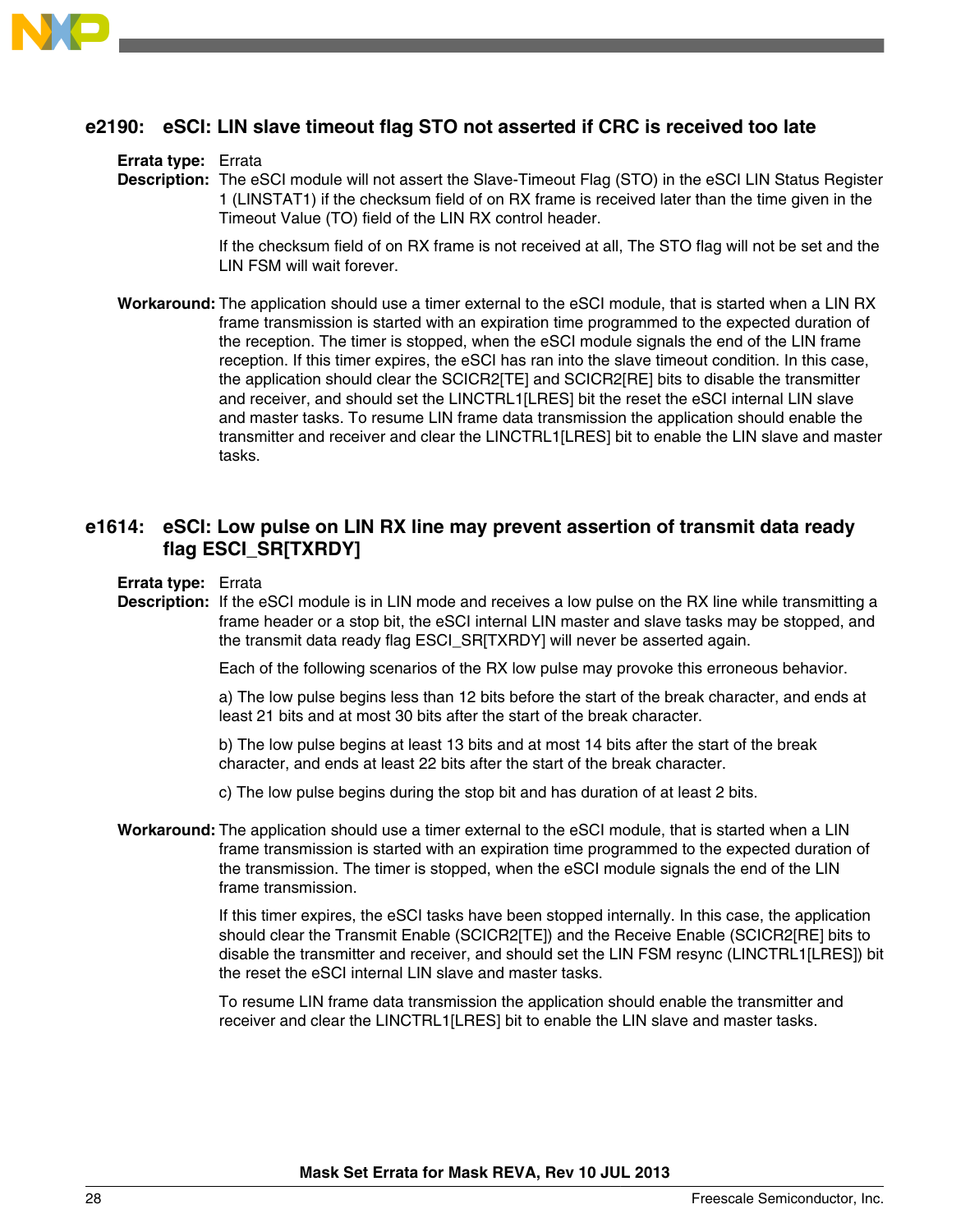## e2190: eSCI: LIN slave timeout flag STO not asserted if CRC is received too late

**Errata type:** Errata

**Description:** The eSCI module will not assert the Slave-Timeout Flag (STO) in the eSCI LIN Status Register 1 (LINSTAT1) if the checksum field of on RX frame is received later than the time given in the Timeout Value (TO) field of the LIN RX control header.

If the checksum field of on RX frame is not received at all, The STO flag will not be set and the LIN FSM will wait forever.

**Workaround:** The application should use a timer external to the eSCI module, that is started when a LIN RX frame transmission is started with an expiration time programmed to the expected duration of the reception. The timer is stopped, when the eSCI module signals the end of the LIN frame reception. If this timer expires, the eSCI has ran into the slave timeout condition. In this case, the application should clear the SCICR2[TE] and SCICR2[RE] bits to disable the transmitter and receiver, and should set the LINCTRL1[LRES] bit the reset the eSCI internal LIN slave and master tasks. To resume LIN frame data transmission the application should enable the transmitter and receiver and clear the LINCTRL1[LRES] bit to enable the LIN slave and master tasks.

## e1614: eSCI: Low pulse on LIN RX line may prevent assertion of transmit data ready flag ESCI_SR[TXRDY]

**Errata type:** Errata

**Description:** If the eSCI module is in LIN mode and receives a low pulse on the RX line while transmitting a frame header or a stop bit, the eSCI internal LIN master and slave tasks may be stopped, and the transmit data ready flag ESCI_SR[TXRDY] will never be asserted again.

Each of the following scenarios of the RX low pulse may provoke this erroneous behavior.

a) The low pulse begins less than 12 bits before the start of the break character, and ends at least 21 bits and at most 30 bits after the start of the break character.

b) The low pulse begins at least 13 bits and at most 14 bits after the start of the break character, and ends at least 22 bits after the start of the break character.

c) The low pulse begins during the stop bit and has duration of at least 2 bits.

**Workaround:** The application should use a timer external to the eSCI module, that is started when a LIN frame transmission is started with an expiration time programmed to the expected duration of the transmission. The timer is stopped, when the eSCI module signals the end of the LIN frame transmission.

If this timer expires, the eSCI tasks have been stopped internally. In this case, the application should clear the Transmit Enable (SCICR2[TE]) and the Receive Enable (SCICR2[RE] bits to disable the transmitter and receiver, and should set the LIN FSM resync (LINCTRL1[LRES]) bit the reset the eSCI internal LIN slave and master tasks.

To resume LIN frame data transmission the application should enable the transmitter and receiver and clear the LINCTRL1[LRES] bit to enable the LIN slave and master tasks.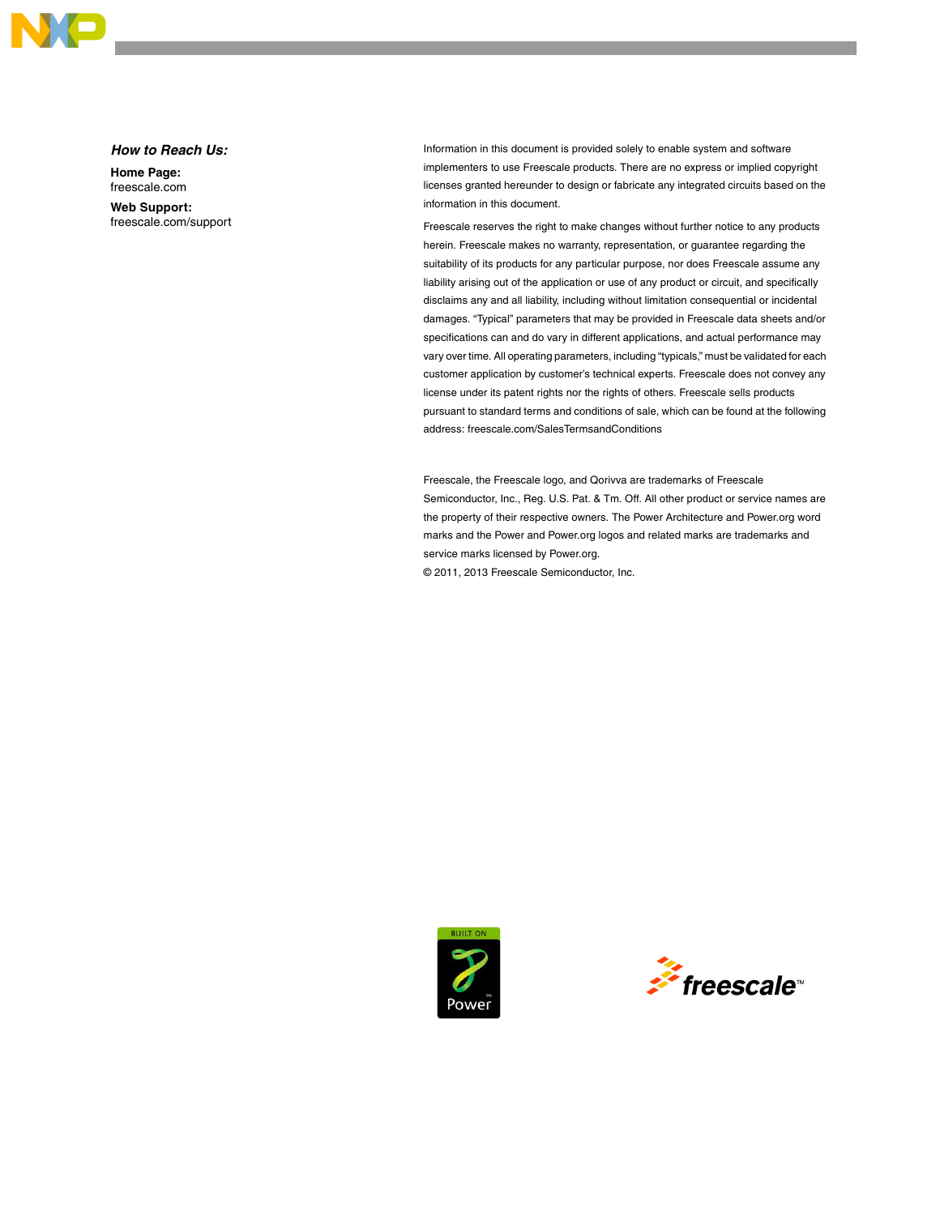***How to Reach Us:***

**Home Page:**
freescale.com

**Web Support:**
freescale.com/support

Information in this document is provided solely to enable system and software implementers to use Freescale products. There are no express or implied copyright licenses granted hereunder to design or fabricate any integrated circuits based on the information in this document.

Freescale reserves the right to make changes without further notice to any products herein. Freescale makes no warranty, representation, or guarantee regarding the suitability of its products for any particular purpose, nor does Freescale assume any liability arising out of the application or use of any product or circuit, and specifically disclaims any and all liability, including without limitation consequential or incidental damages. "Typical" parameters that may be provided in Freescale data sheets and/or specifications can and do vary in different applications, and actual performance may vary over time. All operating parameters, including "typicals," must be validated for each customer application by customer's technical experts. Freescale does not convey any license under its patent rights nor the rights of others. Freescale sells products pursuant to standard terms and conditions of sale, which can be found at the following address: freescale.com/SalesTermsandConditions

Freescale, the Freescale logo, and Qorivva are trademarks of Freescale Semiconductor, Inc., Reg. U.S. Pat. & Tm. Off. All other product or service names are the property of their respective owners. The Power Architecture and Power.org word marks and the Power and Power.org logos and related marks are trademarks and service marks licensed by Power.org.

© 2011, 2013 Freescale Semiconductor, Inc.